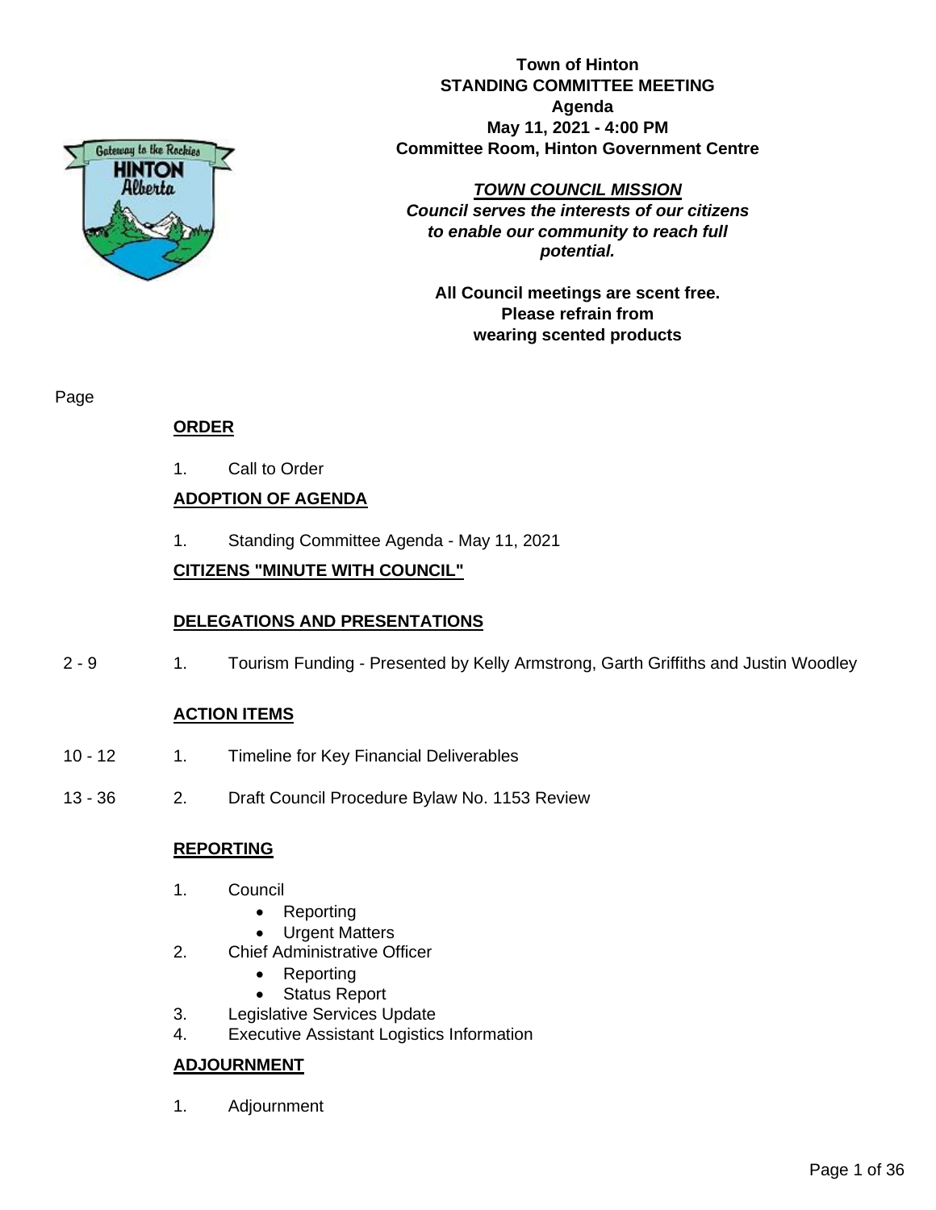**Town of Hinton**
**STANDING COMMITTEE MEETING**
**Agenda**
**May 11, 2021 - 4:00 PM**
**Committee Room, Hinton Government Centre**

***TOWN COUNCIL MISSION***
***Council serves the interests of our citizens to enable our community to reach full potential.***

**All Council meetings are scent free. Please refrain from wearing scented products**

| Page | | |
|---|---|---|
| | **ORDER** | |
| | 1. | Call to Order |
| | **ADOPTION OF AGENDA** | |
| | 1. | Standing Committee Agenda - May 11, 2021 |
| | **CITIZENS "MINUTE WITH COUNCIL"** | |
| | **DELEGATIONS AND PRESENTATIONS** | |
| 2 - 9 | 1. | Tourism Funding - Presented by Kelly Armstrong, Garth Griffiths and Justin Woodley |
| | **ACTION ITEMS** | |
| 10 - 12 | 1. | Timeline for Key Financial Deliverables |
| 13 - 36 | 2. | Draft Council Procedure Bylaw No. 1153 Review |

**REPORTING**

1. Council
   - Reporting
   - Urgent Matters
2. Chief Administrative Officer
   - Reporting
   - Status Report
3. Legislative Services Update
4. Executive Assistant Logistics Information

**ADJOURNMENT**

1. Adjournment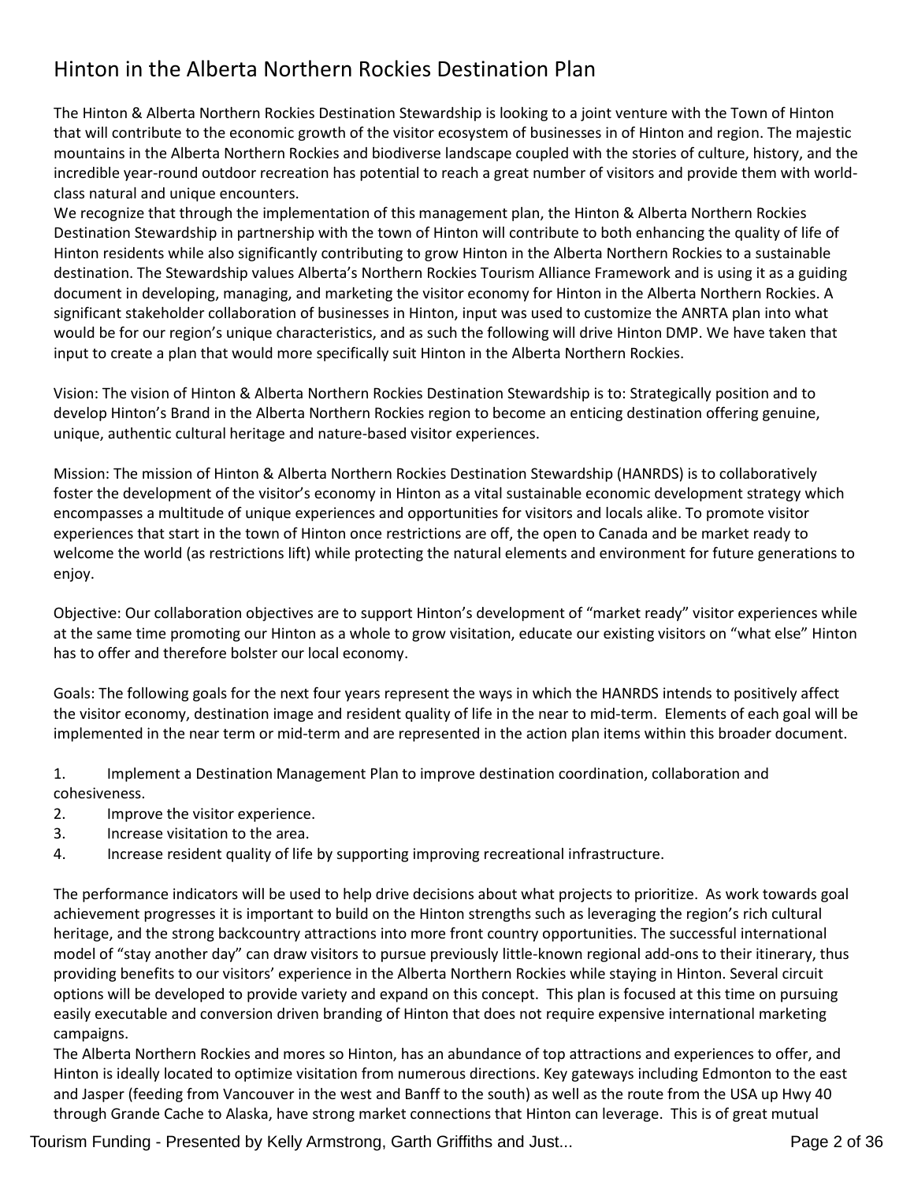# Hinton in the Alberta Northern Rockies Destination Plan

The Hinton & Alberta Northern Rockies Destination Stewardship is looking to a joint venture with the Town of Hinton that will contribute to the economic growth of the visitor ecosystem of businesses in of Hinton and region. The majestic mountains in the Alberta Northern Rockies and biodiverse landscape coupled with the stories of culture, history, and the incredible year-round outdoor recreation has potential to reach a great number of visitors and provide them with world-class natural and unique encounters.

We recognize that through the implementation of this management plan, the Hinton & Alberta Northern Rockies Destination Stewardship in partnership with the town of Hinton will contribute to both enhancing the quality of life of Hinton residents while also significantly contributing to grow Hinton in the Alberta Northern Rockies to a sustainable destination. The Stewardship values Alberta's Northern Rockies Tourism Alliance Framework and is using it as a guiding document in developing, managing, and marketing the visitor economy for Hinton in the Alberta Northern Rockies. A significant stakeholder collaboration of businesses in Hinton, input was used to customize the ANRTA plan into what would be for our region's unique characteristics, and as such the following will drive Hinton DMP. We have taken that input to create a plan that would more specifically suit Hinton in the Alberta Northern Rockies.

Vision: The vision of Hinton & Alberta Northern Rockies Destination Stewardship is to: Strategically position and to develop Hinton's Brand in the Alberta Northern Rockies region to become an enticing destination offering genuine, unique, authentic cultural heritage and nature-based visitor experiences.

Mission: The mission of Hinton & Alberta Northern Rockies Destination Stewardship (HANRDS) is to collaboratively foster the development of the visitor's economy in Hinton as a vital sustainable economic development strategy which encompasses a multitude of unique experiences and opportunities for visitors and locals alike. To promote visitor experiences that start in the town of Hinton once restrictions are off, the open to Canada and be market ready to welcome the world (as restrictions lift) while protecting the natural elements and environment for future generations to enjoy.

Objective: Our collaboration objectives are to support Hinton's development of "market ready" visitor experiences while at the same time promoting our Hinton as a whole to grow visitation, educate our existing visitors on "what else" Hinton has to offer and therefore bolster our local economy.

Goals: The following goals for the next four years represent the ways in which the HANRDS intends to positively affect the visitor economy, destination image and resident quality of life in the near to mid-term. Elements of each goal will be implemented in the near term or mid-term and are represented in the action plan items within this broader document.

1. Implement a Destination Management Plan to improve destination coordination, collaboration and cohesiveness.
2. Improve the visitor experience.
3. Increase visitation to the area.
4. Increase resident quality of life by supporting improving recreational infrastructure.

The performance indicators will be used to help drive decisions about what projects to prioritize. As work towards goal achievement progresses it is important to build on the Hinton strengths such as leveraging the region's rich cultural heritage, and the strong backcountry attractions into more front country opportunities. The successful international model of "stay another day" can draw visitors to pursue previously little-known regional add-ons to their itinerary, thus providing benefits to our visitors' experience in the Alberta Northern Rockies while staying in Hinton. Several circuit options will be developed to provide variety and expand on this concept. This plan is focused at this time on pursuing easily executable and conversion driven branding of Hinton that does not require expensive international marketing campaigns.

The Alberta Northern Rockies and mores so Hinton, has an abundance of top attractions and experiences to offer, and Hinton is ideally located to optimize visitation from numerous directions. Key gateways including Edmonton to the east and Jasper (feeding from Vancouver in the west and Banff to the south) as well as the route from the USA up Hwy 40 through Grande Cache to Alaska, have strong market connections that Hinton can leverage. This is of great mutual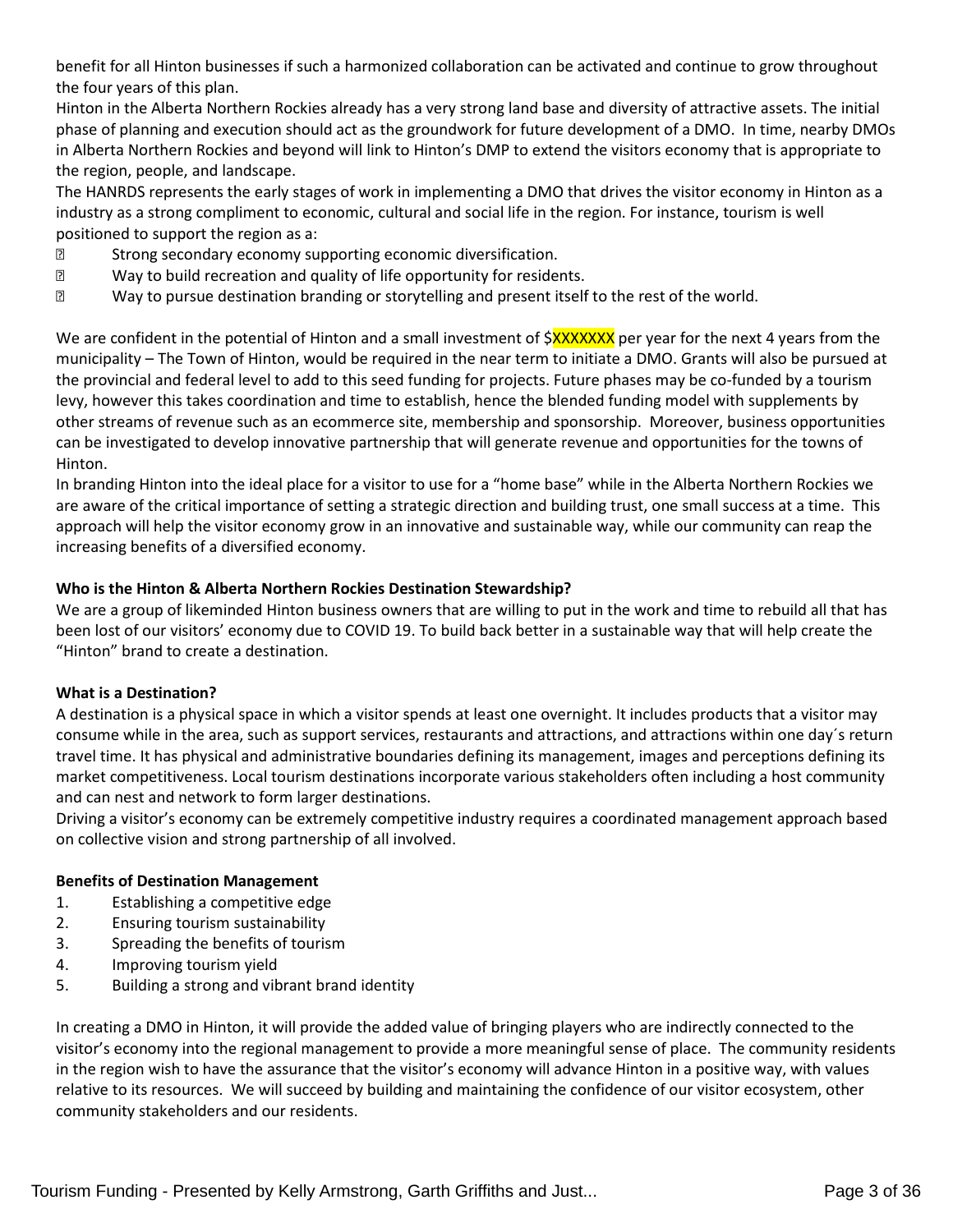benefit for all Hinton businesses if such a harmonized collaboration can be activated and continue to grow throughout the four years of this plan.

Hinton in the Alberta Northern Rockies already has a very strong land base and diversity of attractive assets. The initial phase of planning and execution should act as the groundwork for future development of a DMO. In time, nearby DMOs in Alberta Northern Rockies and beyond will link to Hinton's DMP to extend the visitors economy that is appropriate to the region, people, and landscape.

The HANRDS represents the early stages of work in implementing a DMO that drives the visitor economy in Hinton as a industry as a strong compliment to economic, cultural and social life in the region. For instance, tourism is well positioned to support the region as a:

- Strong secondary economy supporting economic diversification.
- Way to build recreation and quality of life opportunity for residents.
- Way to pursue destination branding or storytelling and present itself to the rest of the world.

We are confident in the potential of Hinton and a small investment of $XXXXXXX per year for the next 4 years from the municipality – The Town of Hinton, would be required in the near term to initiate a DMO. Grants will also be pursued at the provincial and federal level to add to this seed funding for projects. Future phases may be co-funded by a tourism levy, however this takes coordination and time to establish, hence the blended funding model with supplements by other streams of revenue such as an ecommerce site, membership and sponsorship. Moreover, business opportunities can be investigated to develop innovative partnership that will generate revenue and opportunities for the towns of Hinton.

In branding Hinton into the ideal place for a visitor to use for a "home base" while in the Alberta Northern Rockies we are aware of the critical importance of setting a strategic direction and building trust, one small success at a time. This approach will help the visitor economy grow in an innovative and sustainable way, while our community can reap the increasing benefits of a diversified economy.

**Who is the Hinton & Alberta Northern Rockies Destination Stewardship?**

We are a group of likeminded Hinton business owners that are willing to put in the work and time to rebuild all that has been lost of our visitors' economy due to COVID 19. To build back better in a sustainable way that will help create the "Hinton" brand to create a destination.

**What is a Destination?**

A destination is a physical space in which a visitor spends at least one overnight. It includes products that a visitor may consume while in the area, such as support services, restaurants and attractions, and attractions within one day´s return travel time. It has physical and administrative boundaries defining its management, images and perceptions defining its market competitiveness. Local tourism destinations incorporate various stakeholders often including a host community and can nest and network to form larger destinations.

Driving a visitor's economy can be extremely competitive industry requires a coordinated management approach based on collective vision and strong partnership of all involved.

**Benefits of Destination Management**

1. Establishing a competitive edge
2. Ensuring tourism sustainability
3. Spreading the benefits of tourism
4. Improving tourism yield
5. Building a strong and vibrant brand identity

In creating a DMO in Hinton, it will provide the added value of bringing players who are indirectly connected to the visitor's economy into the regional management to provide a more meaningful sense of place. The community residents in the region wish to have the assurance that the visitor's economy will advance Hinton in a positive way, with values relative to its resources. We will succeed by building and maintaining the confidence of our visitor ecosystem, other community stakeholders and our residents.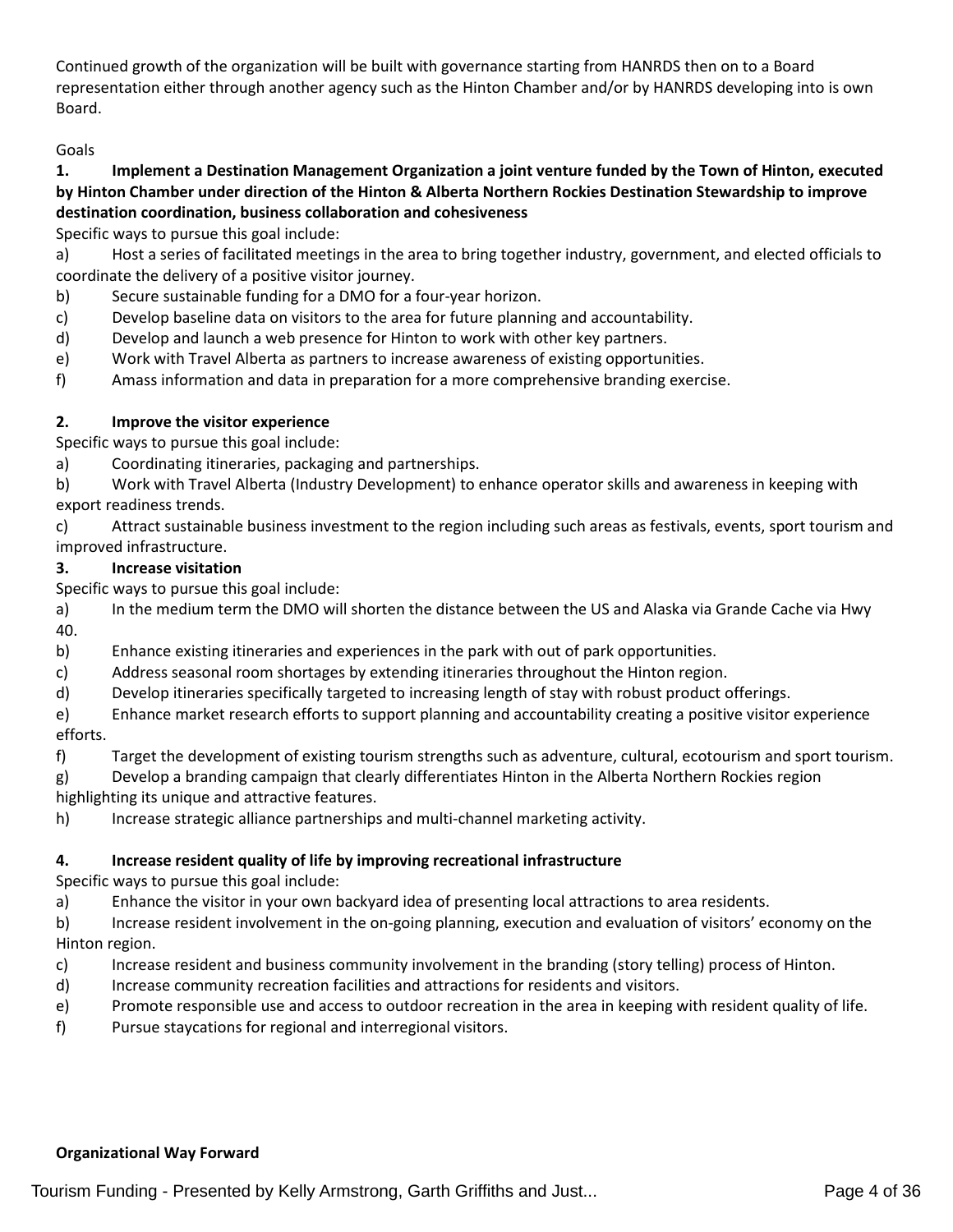Continued growth of the organization will be built with governance starting from HANRDS then on to a Board representation either through another agency such as the Hinton Chamber and/or by HANRDS developing into is own Board.

Goals

**1. Implement a Destination Management Organization a joint venture funded by the Town of Hinton, executed by Hinton Chamber under direction of the Hinton & Alberta Northern Rockies Destination Stewardship to improve destination coordination, business collaboration and cohesiveness**

Specific ways to pursue this goal include:

a) Host a series of facilitated meetings in the area to bring together industry, government, and elected officials to coordinate the delivery of a positive visitor journey.

b) Secure sustainable funding for a DMO for a four-year horizon.

c) Develop baseline data on visitors to the area for future planning and accountability.

d) Develop and launch a web presence for Hinton to work with other key partners.

e) Work with Travel Alberta as partners to increase awareness of existing opportunities.

f) Amass information and data in preparation for a more comprehensive branding exercise.

**2. Improve the visitor experience**

Specific ways to pursue this goal include:

a) Coordinating itineraries, packaging and partnerships.

b) Work with Travel Alberta (Industry Development) to enhance operator skills and awareness in keeping with export readiness trends.

c) Attract sustainable business investment to the region including such areas as festivals, events, sport tourism and improved infrastructure.

**3. Increase visitation**

Specific ways to pursue this goal include:

a) In the medium term the DMO will shorten the distance between the US and Alaska via Grande Cache via Hwy 40.

b) Enhance existing itineraries and experiences in the park with out of park opportunities.

c) Address seasonal room shortages by extending itineraries throughout the Hinton region.

d) Develop itineraries specifically targeted to increasing length of stay with robust product offerings.

e) Enhance market research efforts to support planning and accountability creating a positive visitor experience efforts.

f) Target the development of existing tourism strengths such as adventure, cultural, ecotourism and sport tourism.

g) Develop a branding campaign that clearly differentiates Hinton in the Alberta Northern Rockies region highlighting its unique and attractive features.

h) Increase strategic alliance partnerships and multi-channel marketing activity.

**4. Increase resident quality of life by improving recreational infrastructure**

Specific ways to pursue this goal include:

a) Enhance the visitor in your own backyard idea of presenting local attractions to area residents.

b) Increase resident involvement in the on-going planning, execution and evaluation of visitors' economy on the Hinton region.

c) Increase resident and business community involvement in the branding (story telling) process of Hinton.

d) Increase community recreation facilities and attractions for residents and visitors.

e) Promote responsible use and access to outdoor recreation in the area in keeping with resident quality of life.

f) Pursue staycations for regional and interregional visitors.

**Organizational Way Forward**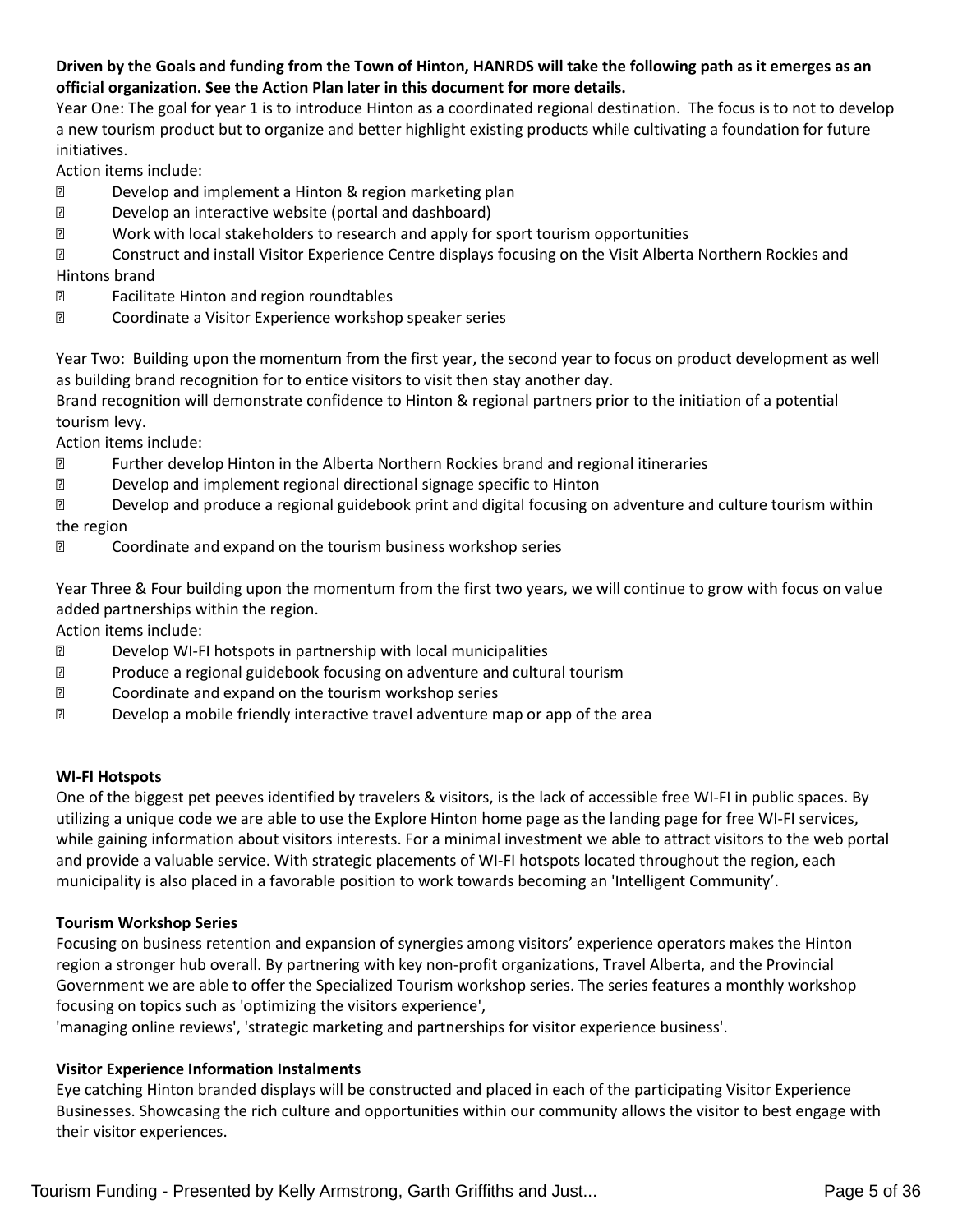**Driven by the Goals and funding from the Town of Hinton, HANRDS will take the following path as it emerges as an official organization. See the Action Plan later in this document for more details.**

Year One: The goal for year 1 is to introduce Hinton as a coordinated regional destination. The focus is to not to develop a new tourism product but to organize and better highlight existing products while cultivating a foundation for future initiatives.

Action items include:

- Develop and implement a Hinton & region marketing plan
- Develop an interactive website (portal and dashboard)
- Work with local stakeholders to research and apply for sport tourism opportunities
- Construct and install Visitor Experience Centre displays focusing on the Visit Alberta Northern Rockies and Hintons brand
- Facilitate Hinton and region roundtables
- Coordinate a Visitor Experience workshop speaker series

Year Two: Building upon the momentum from the first year, the second year to focus on product development as well as building brand recognition for to entice visitors to visit then stay another day.

Brand recognition will demonstrate confidence to Hinton & regional partners prior to the initiation of a potential tourism levy.

Action items include:

- Further develop Hinton in the Alberta Northern Rockies brand and regional itineraries
- Develop and implement regional directional signage specific to Hinton
- Develop and produce a regional guidebook print and digital focusing on adventure and culture tourism within the region
- Coordinate and expand on the tourism business workshop series

Year Three & Four building upon the momentum from the first two years, we will continue to grow with focus on value added partnerships within the region.

Action items include:

- Develop WI-FI hotspots in partnership with local municipalities
- Produce a regional guidebook focusing on adventure and cultural tourism
- Coordinate and expand on the tourism workshop series
- Develop a mobile friendly interactive travel adventure map or app of the area

**WI-FI Hotspots**

One of the biggest pet peeves identified by travelers & visitors, is the lack of accessible free WI-FI in public spaces. By utilizing a unique code we are able to use the Explore Hinton home page as the landing page for free WI-FI services, while gaining information about visitors interests. For a minimal investment we able to attract visitors to the web portal and provide a valuable service. With strategic placements of WI-FI hotspots located throughout the region, each municipality is also placed in a favorable position to work towards becoming an 'Intelligent Community'.

**Tourism Workshop Series**

Focusing on business retention and expansion of synergies among visitors' experience operators makes the Hinton region a stronger hub overall. By partnering with key non-profit organizations, Travel Alberta, and the Provincial Government we are able to offer the Specialized Tourism workshop series. The series features a monthly workshop focusing on topics such as 'optimizing the visitors experience',
'managing online reviews', 'strategic marketing and partnerships for visitor experience business'.

**Visitor Experience Information Instalments**

Eye catching Hinton branded displays will be constructed and placed in each of the participating Visitor Experience Businesses. Showcasing the rich culture and opportunities within our community allows the visitor to best engage with their visitor experiences.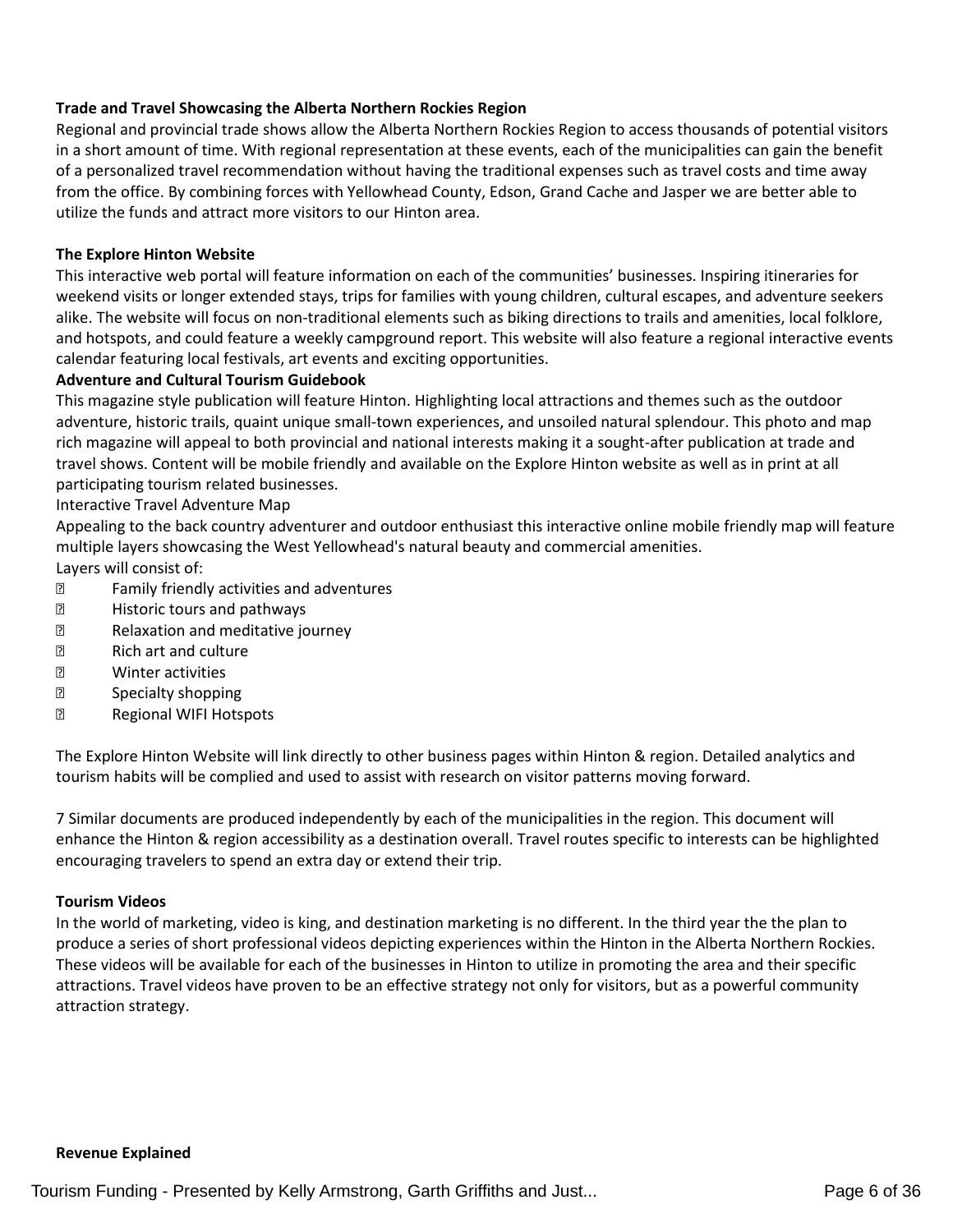**Trade and Travel Showcasing the Alberta Northern Rockies Region**

Regional and provincial trade shows allow the Alberta Northern Rockies Region to access thousands of potential visitors in a short amount of time. With regional representation at these events, each of the municipalities can gain the benefit of a personalized travel recommendation without having the traditional expenses such as travel costs and time away from the office. By combining forces with Yellowhead County, Edson, Grand Cache and Jasper we are better able to utilize the funds and attract more visitors to our Hinton area.

**The Explore Hinton Website**

This interactive web portal will feature information on each of the communities' businesses. Inspiring itineraries for weekend visits or longer extended stays, trips for families with young children, cultural escapes, and adventure seekers alike. The website will focus on non-traditional elements such as biking directions to trails and amenities, local folklore, and hotspots, and could feature a weekly campground report. This website will also feature a regional interactive events calendar featuring local festivals, art events and exciting opportunities.

**Adventure and Cultural Tourism Guidebook**

This magazine style publication will feature Hinton. Highlighting local attractions and themes such as the outdoor adventure, historic trails, quaint unique small-town experiences, and unsoiled natural splendour. This photo and map rich magazine will appeal to both provincial and national interests making it a sought-after publication at trade and travel shows. Content will be mobile friendly and available on the Explore Hinton website as well as in print at all participating tourism related businesses.

Interactive Travel Adventure Map

Appealing to the back country adventurer and outdoor enthusiast this interactive online mobile friendly map will feature multiple layers showcasing the West Yellowhead's natural beauty and commercial amenities.

Layers will consist of:

- Family friendly activities and adventures
- Historic tours and pathways
- Relaxation and meditative journey
- Rich art and culture
- Winter activities
- Specialty shopping
- Regional WIFI Hotspots

The Explore Hinton Website will link directly to other business pages within Hinton & region. Detailed analytics and tourism habits will be complied and used to assist with research on visitor patterns moving forward.

7 Similar documents are produced independently by each of the municipalities in the region. This document will enhance the Hinton & region accessibility as a destination overall. Travel routes specific to interests can be highlighted encouraging travelers to spend an extra day or extend their trip.

**Tourism Videos**

In the world of marketing, video is king, and destination marketing is no different. In the third year the the plan to produce a series of short professional videos depicting experiences within the Hinton in the Alberta Northern Rockies. These videos will be available for each of the businesses in Hinton to utilize in promoting the area and their specific attractions. Travel videos have proven to be an effective strategy not only for visitors, but as a powerful community attraction strategy.

**Revenue Explained**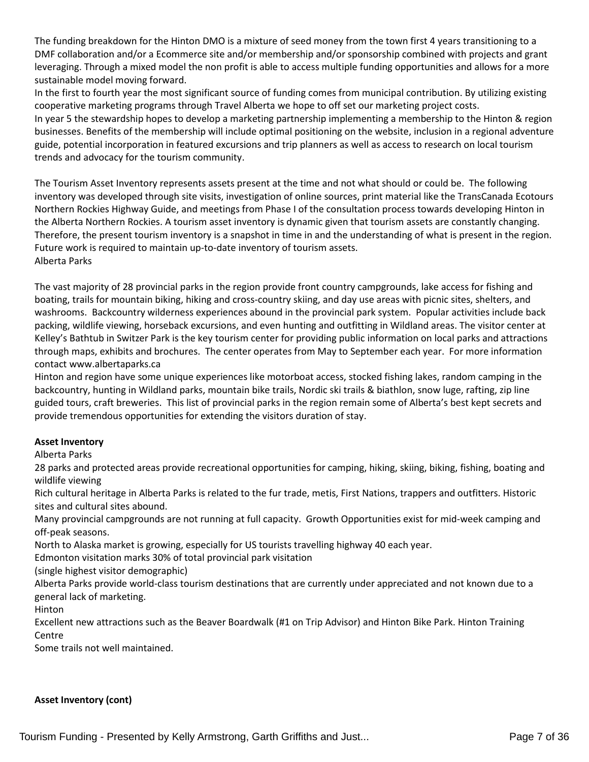The funding breakdown for the Hinton DMO is a mixture of seed money from the town first 4 years transitioning to a DMF collaboration and/or a Ecommerce site and/or membership and/or sponsorship combined with projects and grant leveraging. Through a mixed model the non profit is able to access multiple funding opportunities and allows for a more sustainable model moving forward.

In the first to fourth year the most significant source of funding comes from municipal contribution. By utilizing existing cooperative marketing programs through Travel Alberta we hope to off set our marketing project costs.

In year 5 the stewardship hopes to develop a marketing partnership implementing a membership to the Hinton & region businesses. Benefits of the membership will include optimal positioning on the website, inclusion in a regional adventure guide, potential incorporation in featured excursions and trip planners as well as access to research on local tourism trends and advocacy for the tourism community.

The Tourism Asset Inventory represents assets present at the time and not what should or could be. The following inventory was developed through site visits, investigation of online sources, print material like the TransCanada Ecotours Northern Rockies Highway Guide, and meetings from Phase I of the consultation process towards developing Hinton in the Alberta Northern Rockies. A tourism asset inventory is dynamic given that tourism assets are constantly changing. Therefore, the present tourism inventory is a snapshot in time in and the understanding of what is present in the region. Future work is required to maintain up-to-date inventory of tourism assets.

Alberta Parks

The vast majority of 28 provincial parks in the region provide front country campgrounds, lake access for fishing and boating, trails for mountain biking, hiking and cross-country skiing, and day use areas with picnic sites, shelters, and washrooms. Backcountry wilderness experiences abound in the provincial park system. Popular activities include back packing, wildlife viewing, horseback excursions, and even hunting and outfitting in Wildland areas. The visitor center at Kelley's Bathtub in Switzer Park is the key tourism center for providing public information on local parks and attractions through maps, exhibits and brochures. The center operates from May to September each year. For more information contact www.albertaparks.ca

Hinton and region have some unique experiences like motorboat access, stocked fishing lakes, random camping in the backcountry, hunting in Wildland parks, mountain bike trails, Nordic ski trails & biathlon, snow luge, rafting, zip line guided tours, craft breweries. This list of provincial parks in the region remain some of Alberta's best kept secrets and provide tremendous opportunities for extending the visitors duration of stay.

**Asset Inventory**

Alberta Parks

28 parks and protected areas provide recreational opportunities for camping, hiking, skiing, biking, fishing, boating and wildlife viewing

Rich cultural heritage in Alberta Parks is related to the fur trade, metis, First Nations, trappers and outfitters. Historic sites and cultural sites abound.

Many provincial campgrounds are not running at full capacity. Growth Opportunities exist for mid-week camping and off-peak seasons.

North to Alaska market is growing, especially for US tourists travelling highway 40 each year.

Edmonton visitation marks 30% of total provincial park visitation

(single highest visitor demographic)

Alberta Parks provide world-class tourism destinations that are currently under appreciated and not known due to a general lack of marketing.

Hinton

Excellent new attractions such as the Beaver Boardwalk (#1 on Trip Advisor) and Hinton Bike Park. Hinton Training Centre

Some trails not well maintained.

**Asset Inventory (cont)**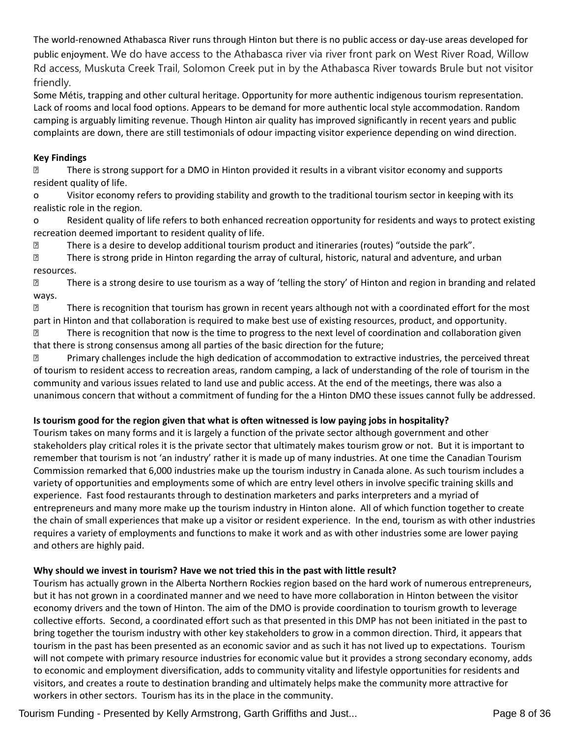The world-renowned Athabasca River runs through Hinton but there is no public access or day-use areas developed for public enjoyment. We do have access to the Athabasca river via river front park on West River Road, Willow Rd access, Muskuta Creek Trail, Solomon Creek put in by the Athabasca River towards Brule but not visitor friendly.

Some Métis, trapping and other cultural heritage. Opportunity for more authentic indigenous tourism representation. Lack of rooms and local food options. Appears to be demand for more authentic local style accommodation. Random camping is arguably limiting revenue. Though Hinton air quality has improved significantly in recent years and public complaints are down, there are still testimonials of odour impacting visitor experience depending on wind direction.

**Key Findings**

- There is strong support for a DMO in Hinton provided it results in a vibrant visitor economy and supports resident quality of life.
  - Visitor economy refers to providing stability and growth to the traditional tourism sector in keeping with its realistic role in the region.
  - Resident quality of life refers to both enhanced recreation opportunity for residents and ways to protect existing recreation deemed important to resident quality of life.
- There is a desire to develop additional tourism product and itineraries (routes) "outside the park".
- There is strong pride in Hinton regarding the array of cultural, historic, natural and adventure, and urban resources.
- There is a strong desire to use tourism as a way of 'telling the story' of Hinton and region in branding and related ways.
- There is recognition that tourism has grown in recent years although not with a coordinated effort for the most part in Hinton and that collaboration is required to make best use of existing resources, product, and opportunity.
- There is recognition that now is the time to progress to the next level of coordination and collaboration given that there is strong consensus among all parties of the basic direction for the future;
- Primary challenges include the high dedication of accommodation to extractive industries, the perceived threat of tourism to resident access to recreation areas, random camping, a lack of understanding of the role of tourism in the community and various issues related to land use and public access. At the end of the meetings, there was also a unanimous concern that without a commitment of funding for the a Hinton DMO these issues cannot fully be addressed.

**Is tourism good for the region given that what is often witnessed is low paying jobs in hospitality?**

Tourism takes on many forms and it is largely a function of the private sector although government and other stakeholders play critical roles it is the private sector that ultimately makes tourism grow or not. But it is important to remember that tourism is not 'an industry' rather it is made up of many industries. At one time the Canadian Tourism Commission remarked that 6,000 industries make up the tourism industry in Canada alone. As such tourism includes a variety of opportunities and employments some of which are entry level others in involve specific training skills and experience. Fast food restaurants through to destination marketers and parks interpreters and a myriad of entrepreneurs and many more make up the tourism industry in Hinton alone. All of which function together to create the chain of small experiences that make up a visitor or resident experience. In the end, tourism as with other industries requires a variety of employments and functions to make it work and as with other industries some are lower paying and others are highly paid.

**Why should we invest in tourism? Have we not tried this in the past with little result?**

Tourism has actually grown in the Alberta Northern Rockies region based on the hard work of numerous entrepreneurs, but it has not grown in a coordinated manner and we need to have more collaboration in Hinton between the visitor economy drivers and the town of Hinton. The aim of the DMO is provide coordination to tourism growth to leverage collective efforts. Second, a coordinated effort such as that presented in this DMP has not been initiated in the past to bring together the tourism industry with other key stakeholders to grow in a common direction. Third, it appears that tourism in the past has been presented as an economic savior and as such it has not lived up to expectations. Tourism will not compete with primary resource industries for economic value but it provides a strong secondary economy, adds to economic and employment diversification, adds to community vitality and lifestyle opportunities for residents and visitors, and creates a route to destination branding and ultimately helps make the community more attractive for workers in other sectors. Tourism has its in the place in the community.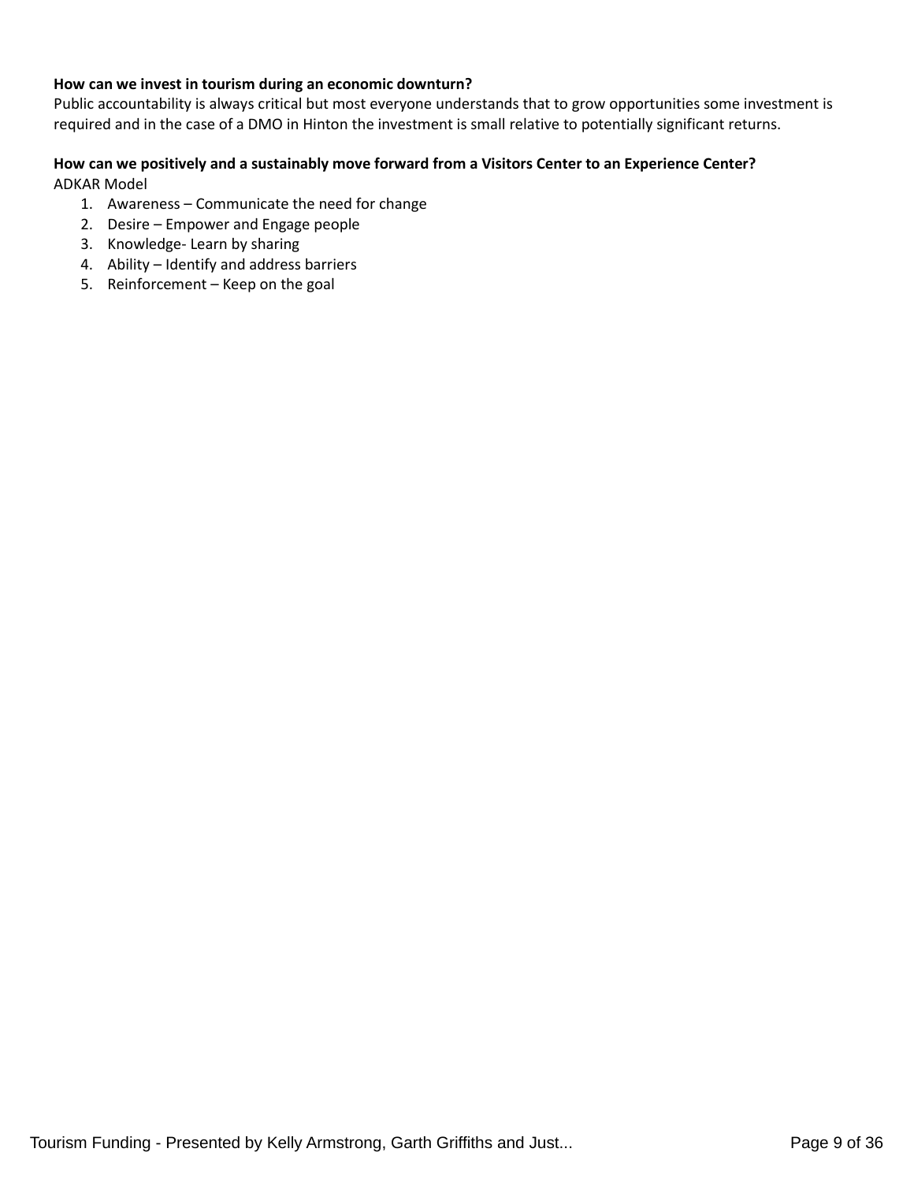**How can we invest in tourism during an economic downturn?**

Public accountability is always critical but most everyone understands that to grow opportunities some investment is required and in the case of a DMO in Hinton the investment is small relative to potentially significant returns.

**How can we positively and a sustainably move forward from a Visitors Center to an Experience Center?**

ADKAR Model

1. Awareness – Communicate the need for change
2. Desire – Empower and Engage people
3. Knowledge- Learn by sharing
4. Ability – Identify and address barriers
5. Reinforcement – Keep on the goal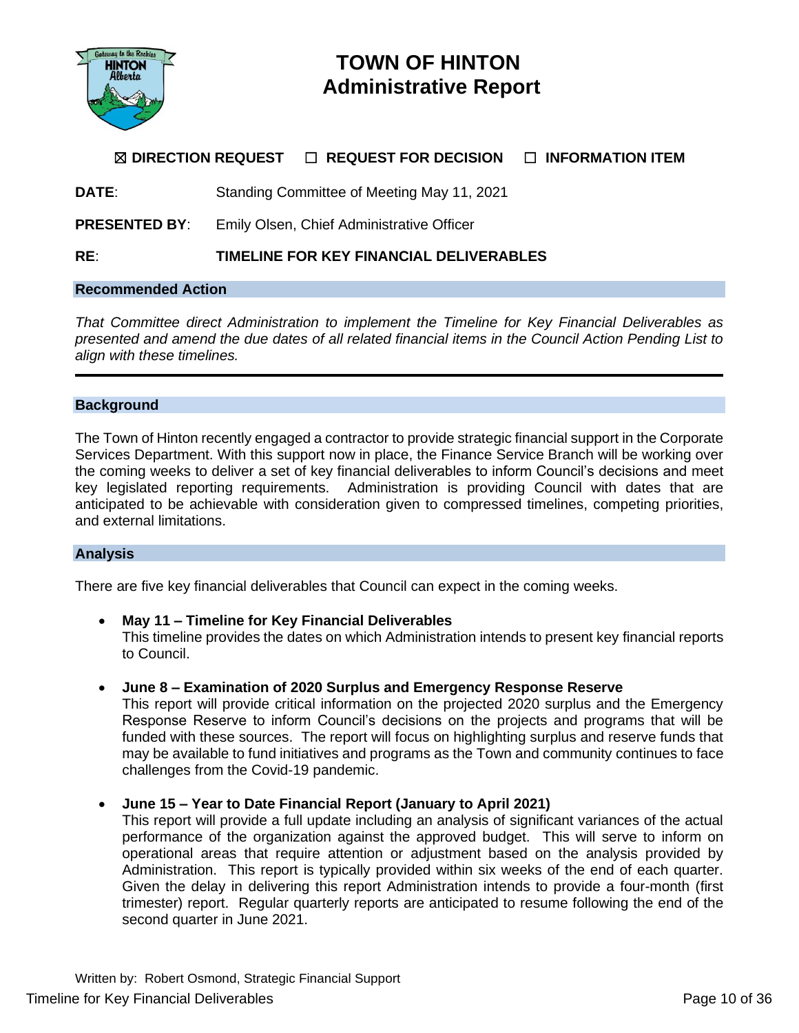# TOWN OF HINTON
# Administrative Report

☒ **DIRECTION REQUEST** ☐ **REQUEST FOR DECISION** ☐ **INFORMATION ITEM**

**DATE**: Standing Committee of Meeting May 11, 2021

**PRESENTED BY**: Emily Olsen, Chief Administrative Officer

**RE**: **TIMELINE FOR KEY FINANCIAL DELIVERABLES**

## Recommended Action

*That Committee direct Administration to implement the Timeline for Key Financial Deliverables as presented and amend the due dates of all related financial items in the Council Action Pending List to align with these timelines.*

---

## Background

The Town of Hinton recently engaged a contractor to provide strategic financial support in the Corporate Services Department. With this support now in place, the Finance Service Branch will be working over the coming weeks to deliver a set of key financial deliverables to inform Council's decisions and meet key legislated reporting requirements. Administration is providing Council with dates that are anticipated to be achievable with consideration given to compressed timelines, competing priorities, and external limitations.

## Analysis

There are five key financial deliverables that Council can expect in the coming weeks.

- **May 11 – Timeline for Key Financial Deliverables**
  This timeline provides the dates on which Administration intends to present key financial reports to Council.

- **June 8 – Examination of 2020 Surplus and Emergency Response Reserve**
  This report will provide critical information on the projected 2020 surplus and the Emergency Response Reserve to inform Council's decisions on the projects and programs that will be funded with these sources. The report will focus on highlighting surplus and reserve funds that may be available to fund initiatives and programs as the Town and community continues to face challenges from the Covid-19 pandemic.

- **June 15 – Year to Date Financial Report (January to April 2021)**
  This report will provide a full update including an analysis of significant variances of the actual performance of the organization against the approved budget. This will serve to inform on operational areas that require attention or adjustment based on the analysis provided by Administration. This report is typically provided within six weeks of the end of each quarter. Given the delay in delivering this report Administration intends to provide a four-month (first trimester) report. Regular quarterly reports are anticipated to resume following the end of the second quarter in June 2021.

Written by: Robert Osmond, Strategic Financial Support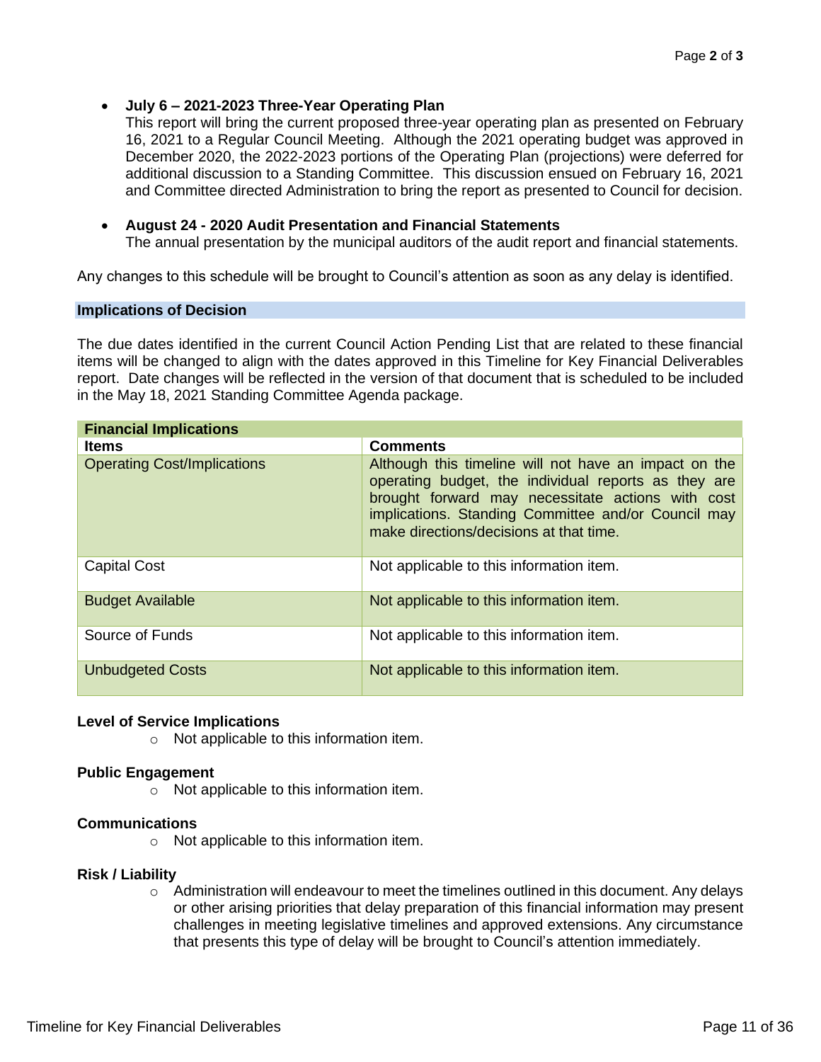- **July 6 – 2021-2023 Three-Year Operating Plan**
  This report will bring the current proposed three-year operating plan as presented on February 16, 2021 to a Regular Council Meeting. Although the 2021 operating budget was approved in December 2020, the 2022-2023 portions of the Operating Plan (projections) were deferred for additional discussion to a Standing Committee. This discussion ensued on February 16, 2021 and Committee directed Administration to bring the report as presented to Council for decision.

- **August 24 - 2020 Audit Presentation and Financial Statements**
  The annual presentation by the municipal auditors of the audit report and financial statements.

Any changes to this schedule will be brought to Council's attention as soon as any delay is identified.

## Implications of Decision

The due dates identified in the current Council Action Pending List that are related to these financial items will be changed to align with the dates approved in this Timeline for Key Financial Deliverables report. Date changes will be reflected in the version of that document that is scheduled to be included in the May 18, 2021 Standing Committee Agenda package.

| Financial Implications | |
|---|---|
| **Items** | **Comments** |
| Operating Cost/Implications | Although this timeline will not have an impact on the operating budget, the individual reports as they are brought forward may necessitate actions with cost implications. Standing Committee and/or Council may make directions/decisions at that time. |
| Capital Cost | Not applicable to this information item. |
| Budget Available | Not applicable to this information item. |
| Source of Funds | Not applicable to this information item. |
| Unbudgeted Costs | Not applicable to this information item. |

**Level of Service Implications**

- Not applicable to this information item.

**Public Engagement**

- Not applicable to this information item.

**Communications**

- Not applicable to this information item.

**Risk / Liability**

- Administration will endeavour to meet the timelines outlined in this document. Any delays or other arising priorities that delay preparation of this financial information may present challenges in meeting legislative timelines and approved extensions. Any circumstance that presents this type of delay will be brought to Council's attention immediately.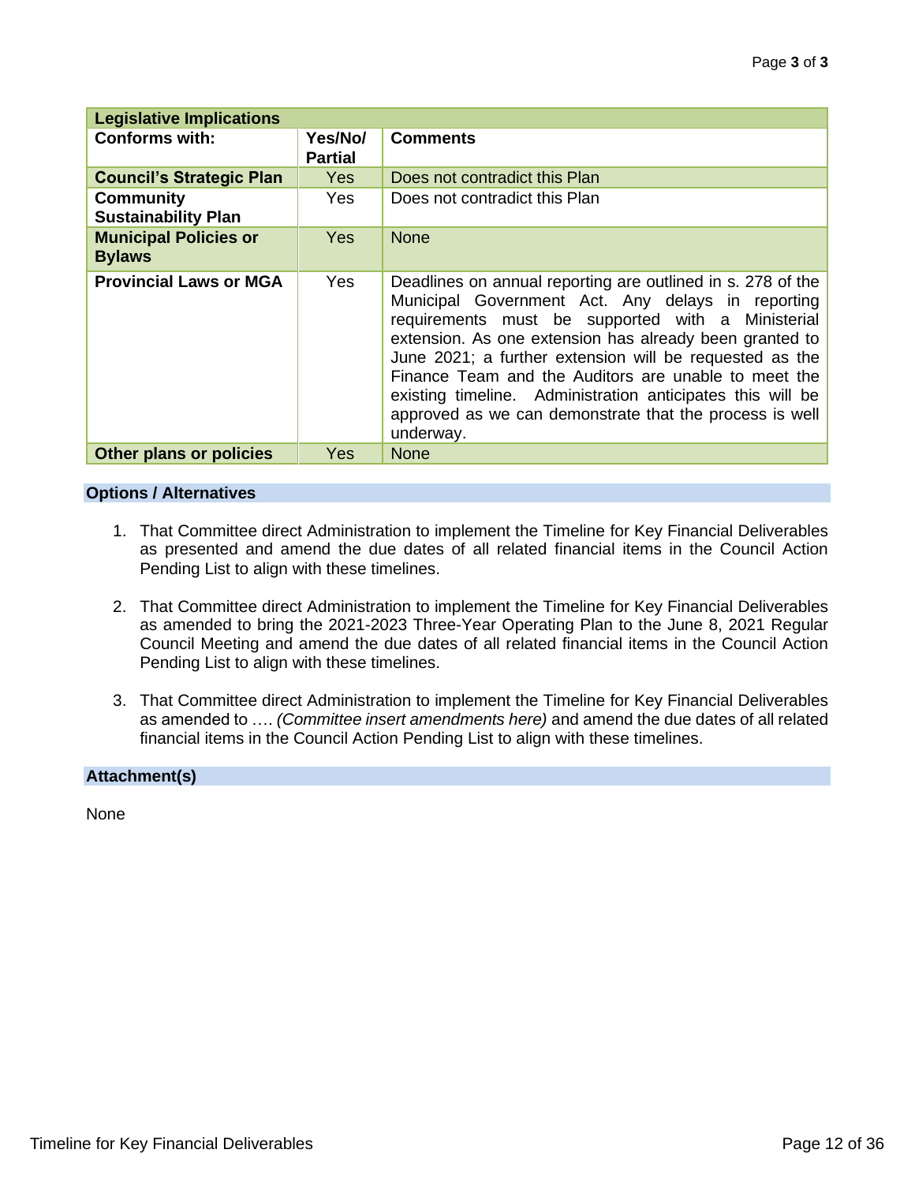| Legislative Implications | | |
|---|---|---|
| **Conforms with:** | **Yes/No/ Partial** | **Comments** |
| **Council's Strategic Plan** | Yes | Does not contradict this Plan |
| **Community Sustainability Plan** | Yes | Does not contradict this Plan |
| **Municipal Policies or Bylaws** | Yes | None |
| **Provincial Laws or MGA** | Yes | Deadlines on annual reporting are outlined in s. 278 of the Municipal Government Act. Any delays in reporting requirements must be supported with a Ministerial extension. As one extension has already been granted to June 2021; a further extension will be requested as the Finance Team and the Auditors are unable to meet the existing timeline. Administration anticipates this will be approved as we can demonstrate that the process is well underway. |
| **Other plans or policies** | Yes | None |

## Options / Alternatives

1. That Committee direct Administration to implement the Timeline for Key Financial Deliverables as presented and amend the due dates of all related financial items in the Council Action Pending List to align with these timelines.

2. That Committee direct Administration to implement the Timeline for Key Financial Deliverables as amended to bring the 2021-2023 Three-Year Operating Plan to the June 8, 2021 Regular Council Meeting and amend the due dates of all related financial items in the Council Action Pending List to align with these timelines.

3. That Committee direct Administration to implement the Timeline for Key Financial Deliverables as amended to …. *(Committee insert amendments here)* and amend the due dates of all related financial items in the Council Action Pending List to align with these timelines.

## Attachment(s)

None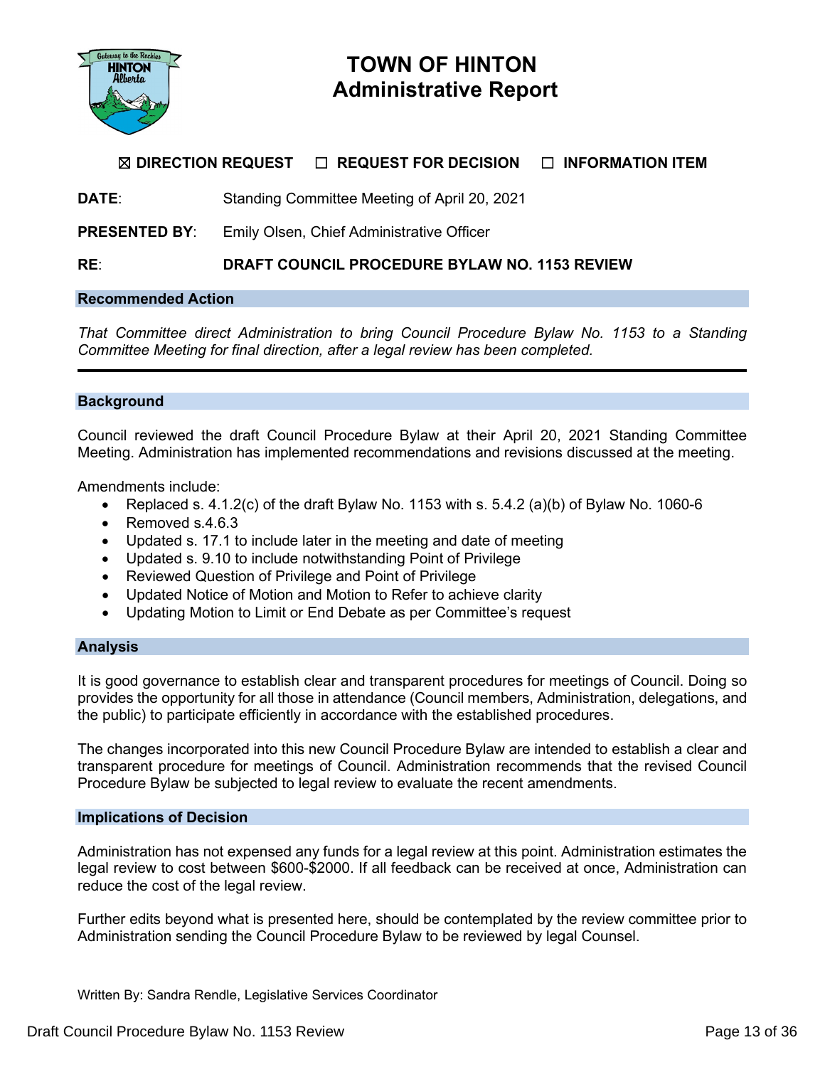# TOWN OF HINTON
## Administrative Report

☒ **DIRECTION REQUEST** ☐ **REQUEST FOR DECISION** ☐ **INFORMATION ITEM**

**DATE**: Standing Committee Meeting of April 20, 2021

**PRESENTED BY**: Emily Olsen, Chief Administrative Officer

**RE**: **DRAFT COUNCIL PROCEDURE BYLAW NO. 1153 REVIEW**

### Recommended Action

*That Committee direct Administration to bring Council Procedure Bylaw No. 1153 to a Standing Committee Meeting for final direction, after a legal review has been completed.*

---

### Background

Council reviewed the draft Council Procedure Bylaw at their April 20, 2021 Standing Committee Meeting. Administration has implemented recommendations and revisions discussed at the meeting.

Amendments include:

- Replaced s. 4.1.2(c) of the draft Bylaw No. 1153 with s. 5.4.2 (a)(b) of Bylaw No. 1060-6
- Removed s.4.6.3
- Updated s. 17.1 to include later in the meeting and date of meeting
- Updated s. 9.10 to include notwithstanding Point of Privilege
- Reviewed Question of Privilege and Point of Privilege
- Updated Notice of Motion and Motion to Refer to achieve clarity
- Updating Motion to Limit or End Debate as per Committee's request

### Analysis

It is good governance to establish clear and transparent procedures for meetings of Council. Doing so provides the opportunity for all those in attendance (Council members, Administration, delegations, and the public) to participate efficiently in accordance with the established procedures.

The changes incorporated into this new Council Procedure Bylaw are intended to establish a clear and transparent procedure for meetings of Council. Administration recommends that the revised Council Procedure Bylaw be subjected to legal review to evaluate the recent amendments.

### Implications of Decision

Administration has not expensed any funds for a legal review at this point. Administration estimates the legal review to cost between $600-$2000. If all feedback can be received at once, Administration can reduce the cost of the legal review.

Further edits beyond what is presented here, should be contemplated by the review committee prior to Administration sending the Council Procedure Bylaw to be reviewed by legal Counsel.

Written By: Sandra Rendle, Legislative Services Coordinator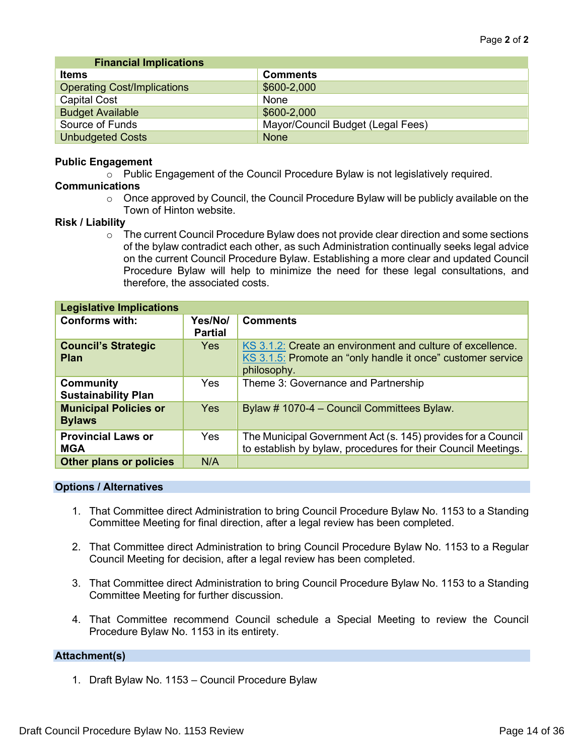| Financial Implications | |
|---|---|
| **Items** | **Comments** |
| Operating Cost/Implications | $600-2,000 |
| Capital Cost | None |
| Budget Available | $600-2,000 |
| Source of Funds | Mayor/Council Budget (Legal Fees) |
| Unbudgeted Costs | None |

**Public Engagement**

- Public Engagement of the Council Procedure Bylaw is not legislatively required.

**Communications**

- Once approved by Council, the Council Procedure Bylaw will be publicly available on the Town of Hinton website.

**Risk / Liability**

- The current Council Procedure Bylaw does not provide clear direction and some sections of the bylaw contradict each other, as such Administration continually seeks legal advice on the current Council Procedure Bylaw. Establishing a more clear and updated Council Procedure Bylaw will help to minimize the need for these legal consultations, and therefore, the associated costs.

| Legislative Implications | | |
|---|---|---|
| **Conforms with:** | **Yes/No/ Partial** | **Comments** |
| **Council's Strategic Plan** | Yes | KS 3.1.2: Create an environment and culture of excellence. KS 3.1.5: Promote an "only handle it once" customer service philosophy. |
| **Community Sustainability Plan** | Yes | Theme 3: Governance and Partnership |
| **Municipal Policies or Bylaws** | Yes | Bylaw # 1070-4 – Council Committees Bylaw. |
| **Provincial Laws or MGA** | Yes | The Municipal Government Act (s. 145) provides for a Council to establish by bylaw, procedures for their Council Meetings. |
| **Other plans or policies** | N/A | |

**Options / Alternatives**

1. That Committee direct Administration to bring Council Procedure Bylaw No. 1153 to a Standing Committee Meeting for final direction, after a legal review has been completed.
2. That Committee direct Administration to bring Council Procedure Bylaw No. 1153 to a Regular Council Meeting for decision, after a legal review has been completed.
3. That Committee direct Administration to bring Council Procedure Bylaw No. 1153 to a Standing Committee Meeting for further discussion.
4. That Committee recommend Council schedule a Special Meeting to review the Council Procedure Bylaw No. 1153 in its entirety.

**Attachment(s)**

1. Draft Bylaw No. 1153 – Council Procedure Bylaw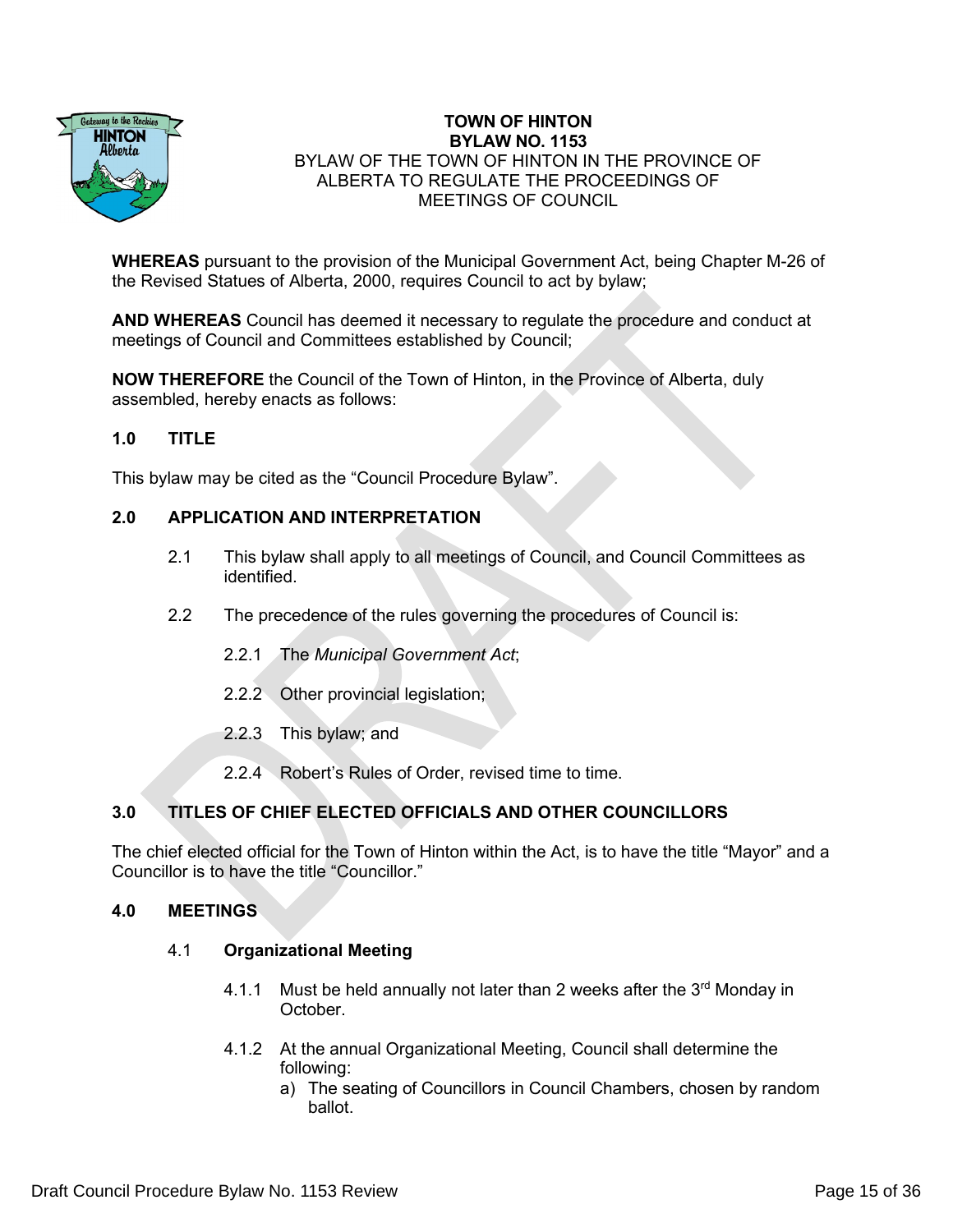**TOWN OF HINTON**
**BYLAW NO. 1153**
BYLAW OF THE TOWN OF HINTON IN THE PROVINCE OF ALBERTA TO REGULATE THE PROCEEDINGS OF MEETINGS OF COUNCIL

**WHEREAS** pursuant to the provision of the Municipal Government Act, being Chapter M-26 of the Revised Statues of Alberta, 2000, requires Council to act by bylaw;

**AND WHEREAS** Council has deemed it necessary to regulate the procedure and conduct at meetings of Council and Committees established by Council;

**NOW THEREFORE** the Council of the Town of Hinton, in the Province of Alberta, duly assembled, hereby enacts as follows:

## 1.0 TITLE

This bylaw may be cited as the "Council Procedure Bylaw".

## 2.0 APPLICATION AND INTERPRETATION

2.1 This bylaw shall apply to all meetings of Council, and Council Committees as identified.

2.2 The precedence of the rules governing the procedures of Council is:

2.2.1 The *Municipal Government Act*;

2.2.2 Other provincial legislation;

2.2.3 This bylaw; and

2.2.4 Robert's Rules of Order, revised time to time.

## 3.0 TITLES OF CHIEF ELECTED OFFICIALS AND OTHER COUNCILLORS

The chief elected official for the Town of Hinton within the Act, is to have the title "Mayor" and a Councillor is to have the title "Councillor."

## 4.0 MEETINGS

### 4.1 Organizational Meeting

4.1.1 Must be held annually not later than 2 weeks after the 3rd Monday in October.

4.1.2 At the annual Organizational Meeting, Council shall determine the following:

a) The seating of Councillors in Council Chambers, chosen by random ballot.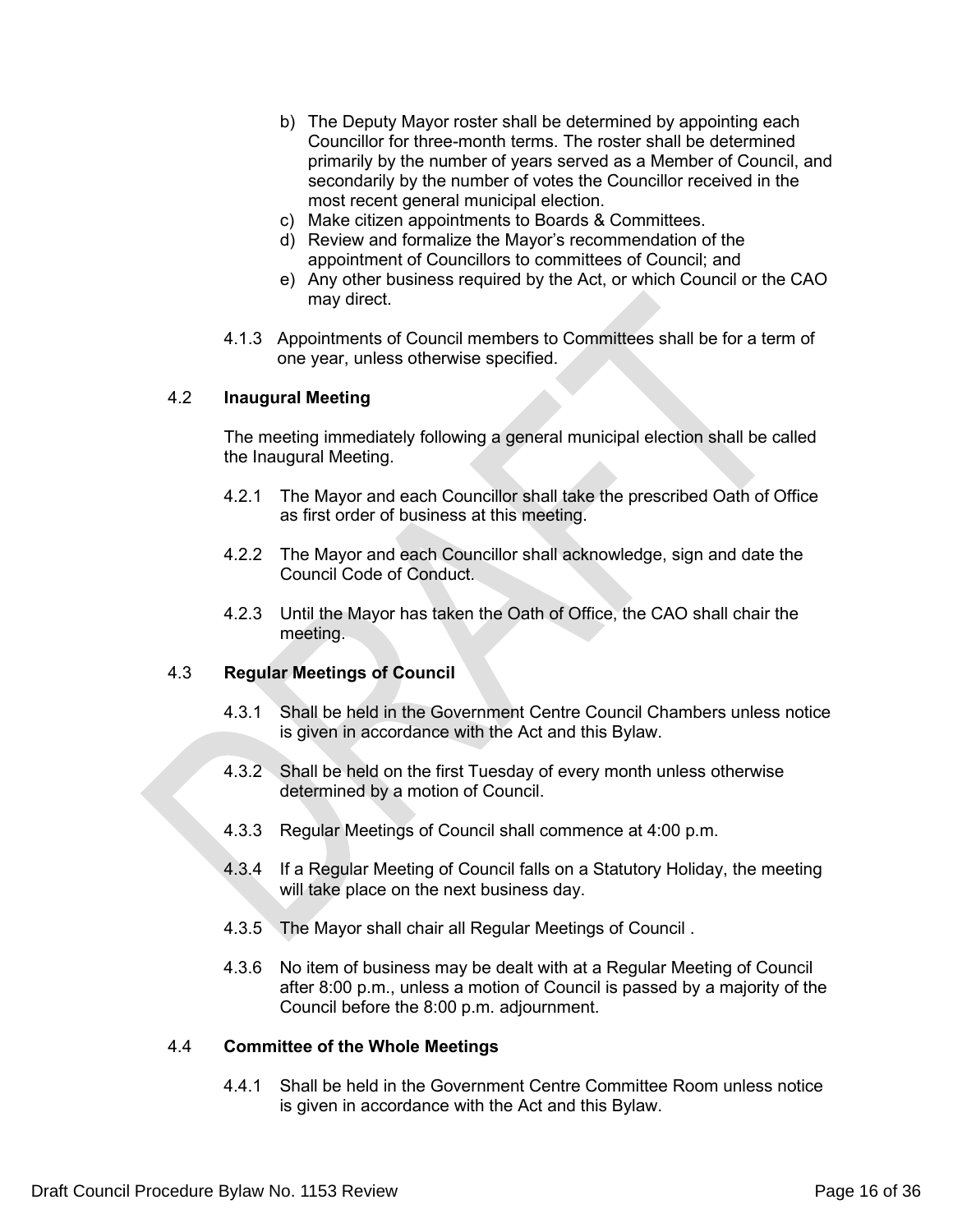b) The Deputy Mayor roster shall be determined by appointing each Councillor for three-month terms. The roster shall be determined primarily by the number of years served as a Member of Council, and secondarily by the number of votes the Councillor received in the most recent general municipal election.
c) Make citizen appointments to Boards & Committees.
d) Review and formalize the Mayor's recommendation of the appointment of Councillors to committees of Council; and
e) Any other business required by the Act, or which Council or the CAO may direct.

4.1.3 Appointments of Council members to Committees shall be for a term of one year, unless otherwise specified.

### 4.2 Inaugural Meeting

The meeting immediately following a general municipal election shall be called the Inaugural Meeting.

4.2.1 The Mayor and each Councillor shall take the prescribed Oath of Office as first order of business at this meeting.

4.2.2 The Mayor and each Councillor shall acknowledge, sign and date the Council Code of Conduct.

4.2.3 Until the Mayor has taken the Oath of Office, the CAO shall chair the meeting.

### 4.3 Regular Meetings of Council

4.3.1 Shall be held in the Government Centre Council Chambers unless notice is given in accordance with the Act and this Bylaw.

4.3.2 Shall be held on the first Tuesday of every month unless otherwise determined by a motion of Council.

4.3.3 Regular Meetings of Council shall commence at 4:00 p.m.

4.3.4 If a Regular Meeting of Council falls on a Statutory Holiday, the meeting will take place on the next business day.

4.3.5 The Mayor shall chair all Regular Meetings of Council .

4.3.6 No item of business may be dealt with at a Regular Meeting of Council after 8:00 p.m., unless a motion of Council is passed by a majority of the Council before the 8:00 p.m. adjournment.

### 4.4 Committee of the Whole Meetings

4.4.1 Shall be held in the Government Centre Committee Room unless notice is given in accordance with the Act and this Bylaw.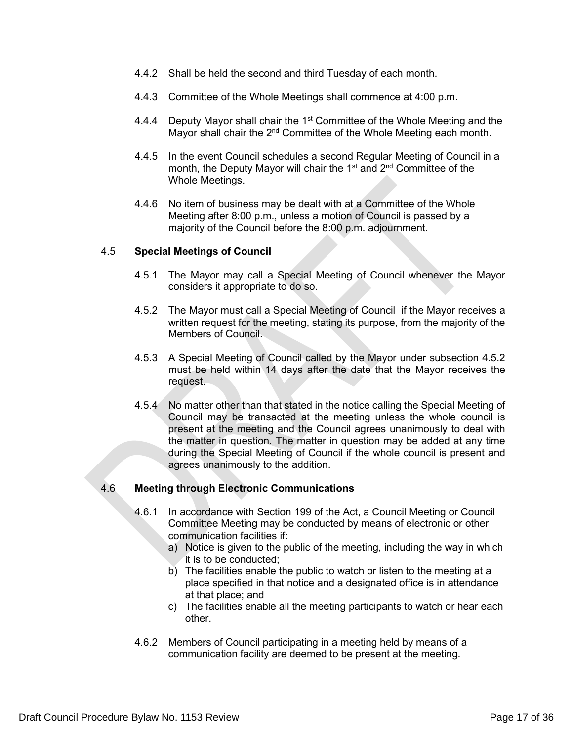4.4.2 Shall be held the second and third Tuesday of each month.

4.4.3 Committee of the Whole Meetings shall commence at 4:00 p.m.

4.4.4 Deputy Mayor shall chair the 1st Committee of the Whole Meeting and the Mayor shall chair the 2nd Committee of the Whole Meeting each month.

4.4.5 In the event Council schedules a second Regular Meeting of Council in a month, the Deputy Mayor will chair the 1st and 2nd Committee of the Whole Meetings.

4.4.6 No item of business may be dealt with at a Committee of the Whole Meeting after 8:00 p.m., unless a motion of Council is passed by a majority of the Council before the 8:00 p.m. adjournment.

### 4.5 Special Meetings of Council

4.5.1 The Mayor may call a Special Meeting of Council whenever the Mayor considers it appropriate to do so.

4.5.2 The Mayor must call a Special Meeting of Council if the Mayor receives a written request for the meeting, stating its purpose, from the majority of the Members of Council.

4.5.3 A Special Meeting of Council called by the Mayor under subsection 4.5.2 must be held within 14 days after the date that the Mayor receives the request.

4.5.4 No matter other than that stated in the notice calling the Special Meeting of Council may be transacted at the meeting unless the whole council is present at the meeting and the Council agrees unanimously to deal with the matter in question. The matter in question may be added at any time during the Special Meeting of Council if the whole council is present and agrees unanimously to the addition.

### 4.6 Meeting through Electronic Communications

4.6.1 In accordance with Section 199 of the Act, a Council Meeting or Council Committee Meeting may be conducted by means of electronic or other communication facilities if:

a) Notice is given to the public of the meeting, including the way in which it is to be conducted;
b) The facilities enable the public to watch or listen to the meeting at a place specified in that notice and a designated office is in attendance at that place; and
c) The facilities enable all the meeting participants to watch or hear each other.

4.6.2 Members of Council participating in a meeting held by means of a communication facility are deemed to be present at the meeting.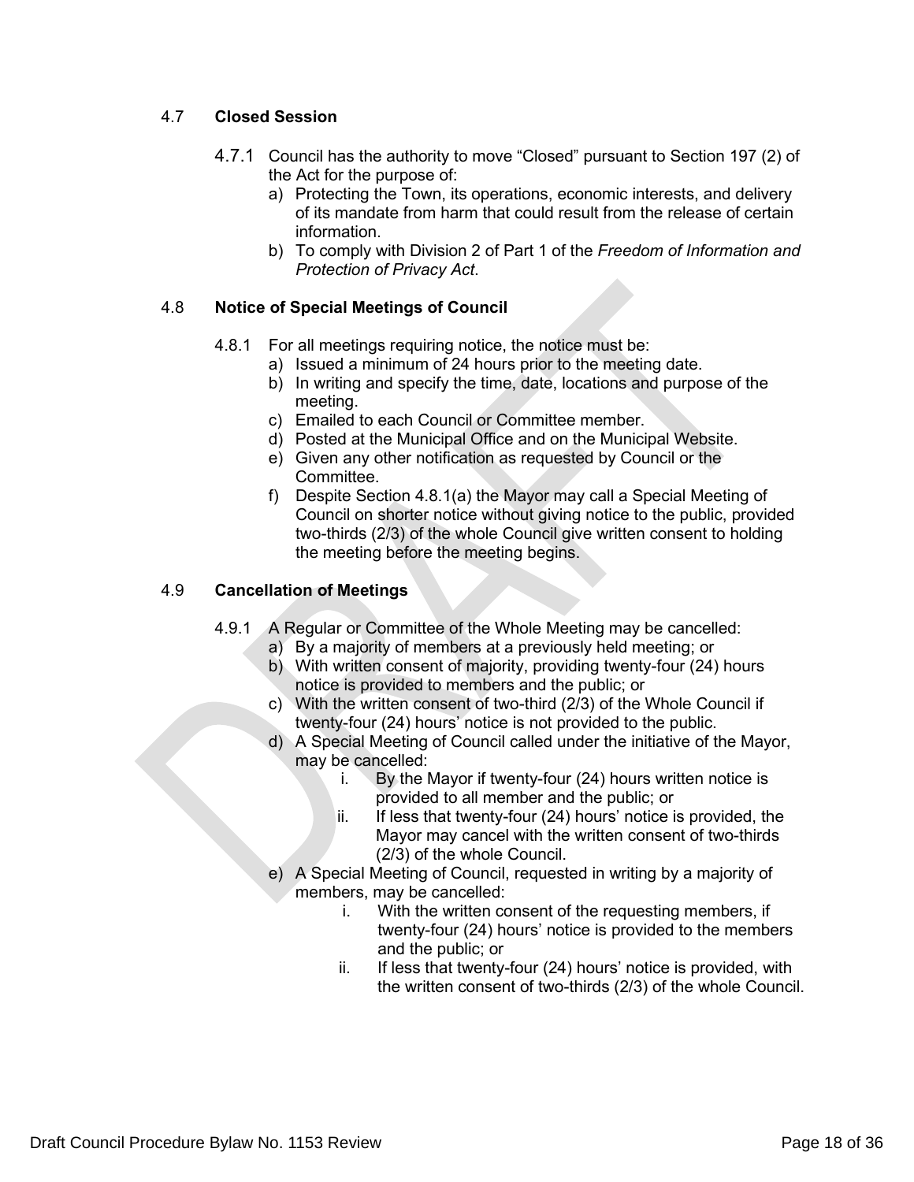### 4.7 **Closed Session**

4.7.1 Council has the authority to move "Closed" pursuant to Section 197 (2) of the Act for the purpose of:

a) Protecting the Town, its operations, economic interests, and delivery of its mandate from harm that could result from the release of certain information.

b) To comply with Division 2 of Part 1 of the *Freedom of Information and Protection of Privacy Act*.

### 4.8 **Notice of Special Meetings of Council**

4.8.1 For all meetings requiring notice, the notice must be:

a) Issued a minimum of 24 hours prior to the meeting date.

b) In writing and specify the time, date, locations and purpose of the meeting.

c) Emailed to each Council or Committee member.

d) Posted at the Municipal Office and on the Municipal Website.

e) Given any other notification as requested by Council or the Committee.

f) Despite Section 4.8.1(a) the Mayor may call a Special Meeting of Council on shorter notice without giving notice to the public, provided two-thirds (2/3) of the whole Council give written consent to holding the meeting before the meeting begins.

### 4.9 **Cancellation of Meetings**

4.9.1 A Regular or Committee of the Whole Meeting may be cancelled:

a) By a majority of members at a previously held meeting; or

b) With written consent of majority, providing twenty-four (24) hours notice is provided to members and the public; or

c) With the written consent of two-third (2/3) of the Whole Council if twenty-four (24) hours' notice is not provided to the public.

d) A Special Meeting of Council called under the initiative of the Mayor, may be cancelled:

   i. By the Mayor if twenty-four (24) hours written notice is provided to all member and the public; or

   ii. If less that twenty-four (24) hours' notice is provided, the Mayor may cancel with the written consent of two-thirds (2/3) of the whole Council.

e) A Special Meeting of Council, requested in writing by a majority of members, may be cancelled:

   i. With the written consent of the requesting members, if twenty-four (24) hours' notice is provided to the members and the public; or

   ii. If less that twenty-four (24) hours' notice is provided, with the written consent of two-thirds (2/3) of the whole Council.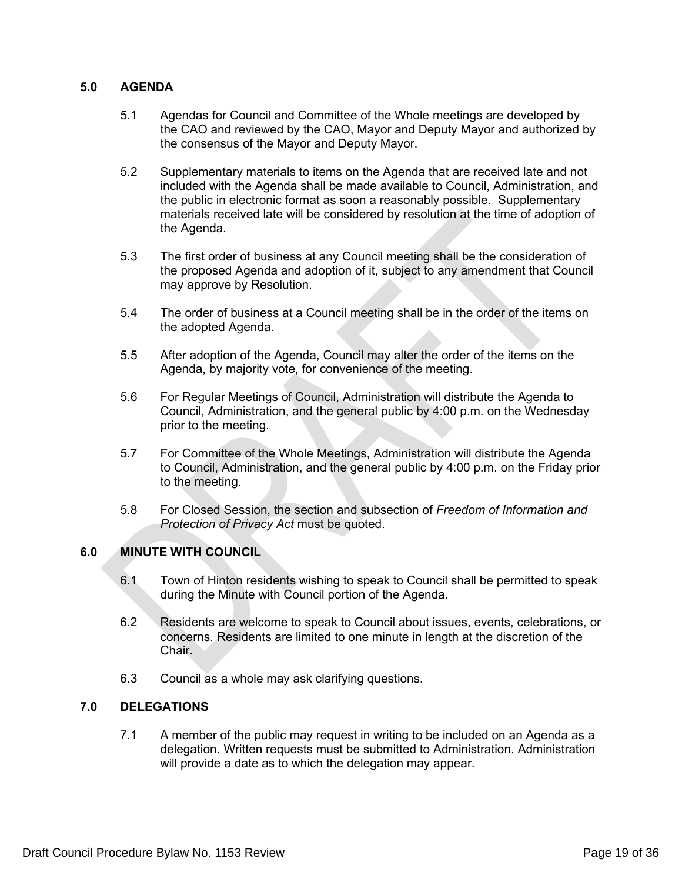## 5.0 AGENDA

5.1 Agendas for Council and Committee of the Whole meetings are developed by the CAO and reviewed by the CAO, Mayor and Deputy Mayor and authorized by the consensus of the Mayor and Deputy Mayor.

5.2 Supplementary materials to items on the Agenda that are received late and not included with the Agenda shall be made available to Council, Administration, and the public in electronic format as soon a reasonably possible. Supplementary materials received late will be considered by resolution at the time of adoption of the Agenda.

5.3 The first order of business at any Council meeting shall be the consideration of the proposed Agenda and adoption of it, subject to any amendment that Council may approve by Resolution.

5.4 The order of business at a Council meeting shall be in the order of the items on the adopted Agenda.

5.5 After adoption of the Agenda, Council may alter the order of the items on the Agenda, by majority vote, for convenience of the meeting.

5.6 For Regular Meetings of Council, Administration will distribute the Agenda to Council, Administration, and the general public by 4:00 p.m. on the Wednesday prior to the meeting.

5.7 For Committee of the Whole Meetings, Administration will distribute the Agenda to Council, Administration, and the general public by 4:00 p.m. on the Friday prior to the meeting.

5.8 For Closed Session, the section and subsection of *Freedom of Information and Protection of Privacy Act* must be quoted.

## 6.0 MINUTE WITH COUNCIL

6.1 Town of Hinton residents wishing to speak to Council shall be permitted to speak during the Minute with Council portion of the Agenda.

6.2 Residents are welcome to speak to Council about issues, events, celebrations, or concerns. Residents are limited to one minute in length at the discretion of the Chair.

6.3 Council as a whole may ask clarifying questions.

## 7.0 DELEGATIONS

7.1 A member of the public may request in writing to be included on an Agenda as a delegation. Written requests must be submitted to Administration. Administration will provide a date as to which the delegation may appear.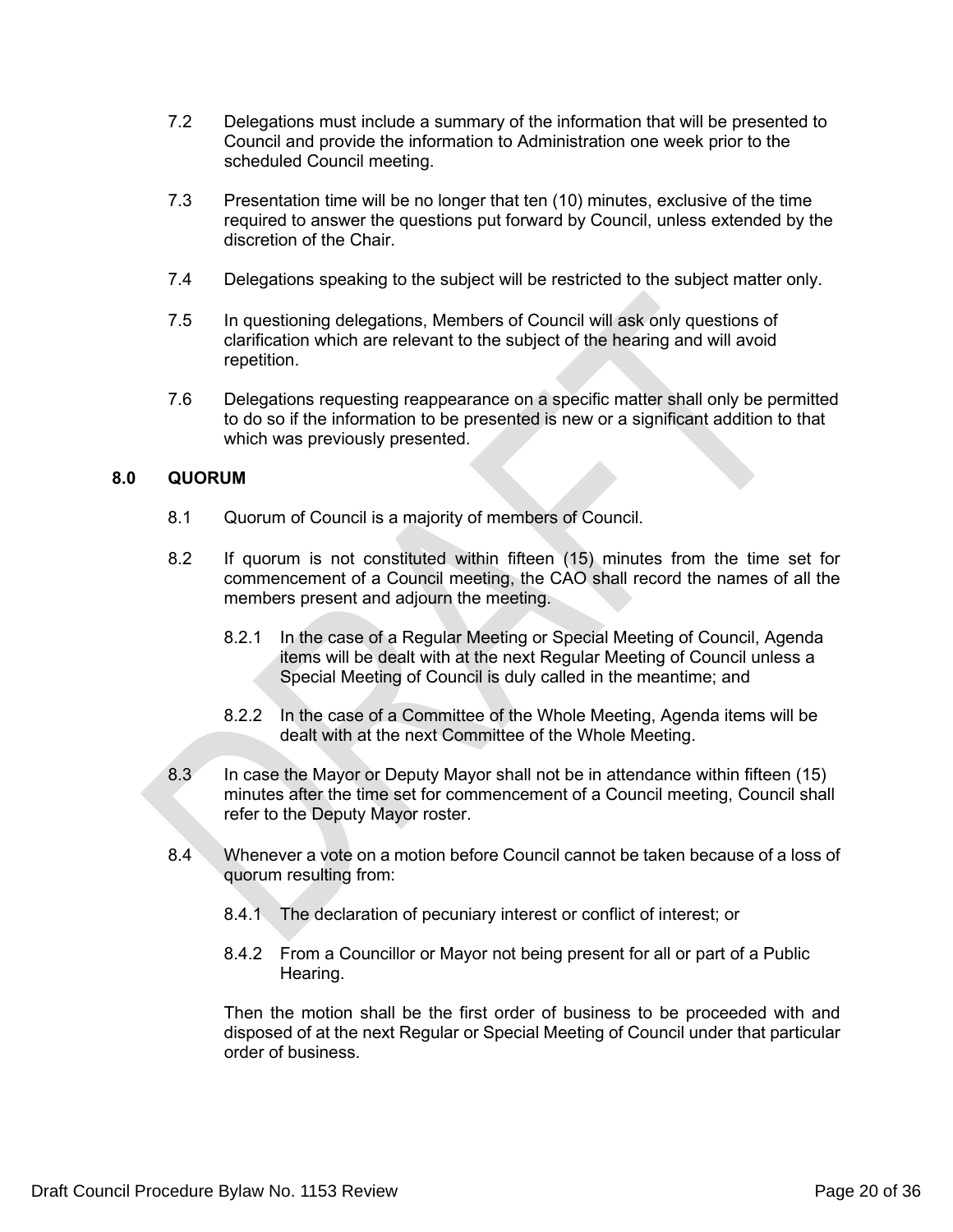7.2 Delegations must include a summary of the information that will be presented to Council and provide the information to Administration one week prior to the scheduled Council meeting.

7.3 Presentation time will be no longer that ten (10) minutes, exclusive of the time required to answer the questions put forward by Council, unless extended by the discretion of the Chair.

7.4 Delegations speaking to the subject will be restricted to the subject matter only.

7.5 In questioning delegations, Members of Council will ask only questions of clarification which are relevant to the subject of the hearing and will avoid repetition.

7.6 Delegations requesting reappearance on a specific matter shall only be permitted to do so if the information to be presented is new or a significant addition to that which was previously presented.

## 8.0 QUORUM

8.1 Quorum of Council is a majority of members of Council.

8.2 If quorum is not constituted within fifteen (15) minutes from the time set for commencement of a Council meeting, the CAO shall record the names of all the members present and adjourn the meeting.

8.2.1 In the case of a Regular Meeting or Special Meeting of Council, Agenda items will be dealt with at the next Regular Meeting of Council unless a Special Meeting of Council is duly called in the meantime; and

8.2.2 In the case of a Committee of the Whole Meeting, Agenda items will be dealt with at the next Committee of the Whole Meeting.

8.3 In case the Mayor or Deputy Mayor shall not be in attendance within fifteen (15) minutes after the time set for commencement of a Council meeting, Council shall refer to the Deputy Mayor roster.

8.4 Whenever a vote on a motion before Council cannot be taken because of a loss of quorum resulting from:

8.4.1 The declaration of pecuniary interest or conflict of interest; or

8.4.2 From a Councillor or Mayor not being present for all or part of a Public Hearing.

Then the motion shall be the first order of business to be proceeded with and disposed of at the next Regular or Special Meeting of Council under that particular order of business.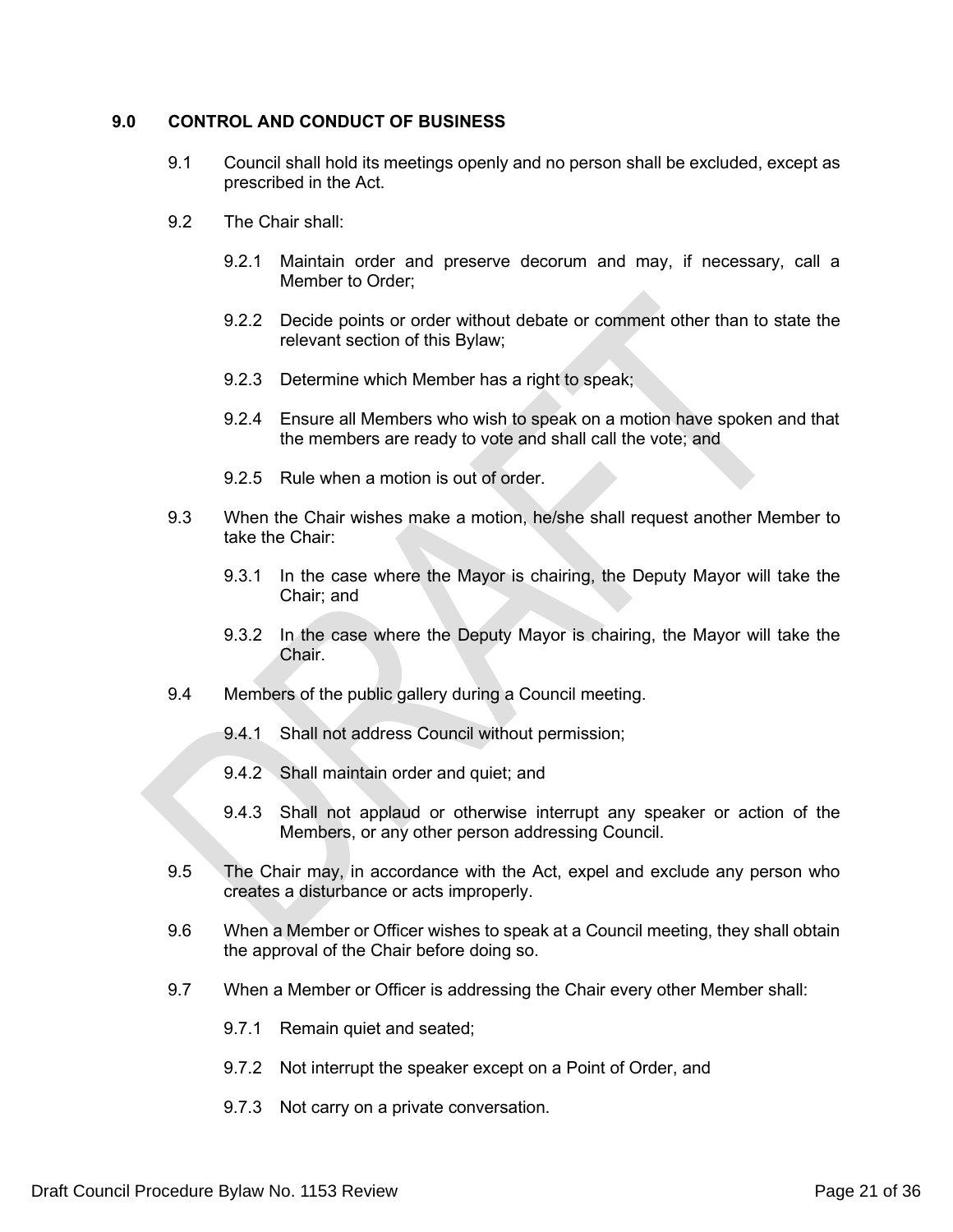## 9.0 CONTROL AND CONDUCT OF BUSINESS

9.1 Council shall hold its meetings openly and no person shall be excluded, except as prescribed in the Act.

9.2 The Chair shall:

9.2.1 Maintain order and preserve decorum and may, if necessary, call a Member to Order;

9.2.2 Decide points or order without debate or comment other than to state the relevant section of this Bylaw;

9.2.3 Determine which Member has a right to speak;

9.2.4 Ensure all Members who wish to speak on a motion have spoken and that the members are ready to vote and shall call the vote; and

9.2.5 Rule when a motion is out of order.

9.3 When the Chair wishes make a motion, he/she shall request another Member to take the Chair:

9.3.1 In the case where the Mayor is chairing, the Deputy Mayor will take the Chair; and

9.3.2 In the case where the Deputy Mayor is chairing, the Mayor will take the Chair.

9.4 Members of the public gallery during a Council meeting.

9.4.1 Shall not address Council without permission;

9.4.2 Shall maintain order and quiet; and

9.4.3 Shall not applaud or otherwise interrupt any speaker or action of the Members, or any other person addressing Council.

9.5 The Chair may, in accordance with the Act, expel and exclude any person who creates a disturbance or acts improperly.

9.6 When a Member or Officer wishes to speak at a Council meeting, they shall obtain the approval of the Chair before doing so.

9.7 When a Member or Officer is addressing the Chair every other Member shall:

9.7.1 Remain quiet and seated;

9.7.2 Not interrupt the speaker except on a Point of Order, and

9.7.3 Not carry on a private conversation.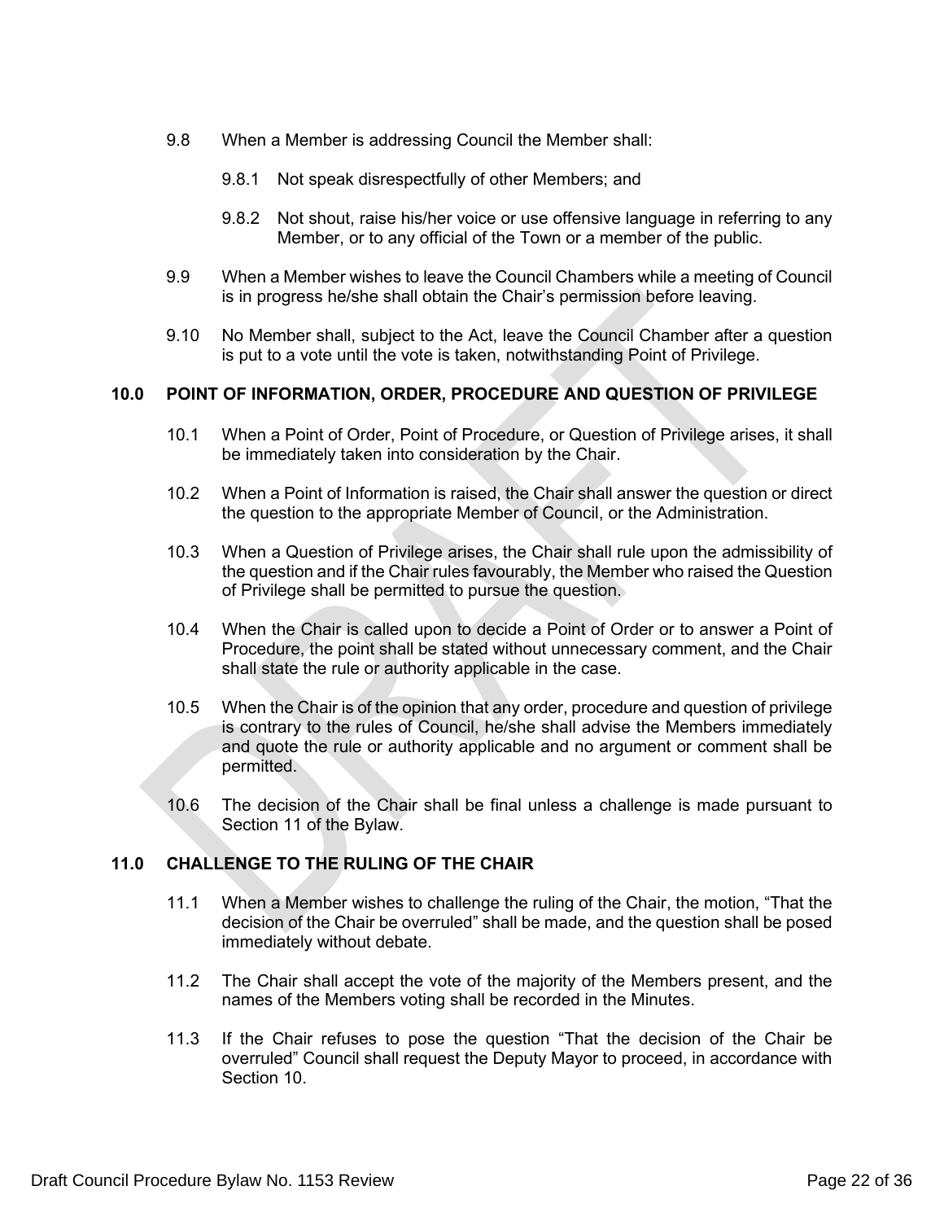9.8 When a Member is addressing Council the Member shall:

9.8.1 Not speak disrespectfully of other Members; and

9.8.2 Not shout, raise his/her voice or use offensive language in referring to any Member, or to any official of the Town or a member of the public.

9.9 When a Member wishes to leave the Council Chambers while a meeting of Council is in progress he/she shall obtain the Chair's permission before leaving.

9.10 No Member shall, subject to the Act, leave the Council Chamber after a question is put to a vote until the vote is taken, notwithstanding Point of Privilege.

## 10.0 POINT OF INFORMATION, ORDER, PROCEDURE AND QUESTION OF PRIVILEGE

10.1 When a Point of Order, Point of Procedure, or Question of Privilege arises, it shall be immediately taken into consideration by the Chair.

10.2 When a Point of Information is raised, the Chair shall answer the question or direct the question to the appropriate Member of Council, or the Administration.

10.3 When a Question of Privilege arises, the Chair shall rule upon the admissibility of the question and if the Chair rules favourably, the Member who raised the Question of Privilege shall be permitted to pursue the question.

10.4 When the Chair is called upon to decide a Point of Order or to answer a Point of Procedure, the point shall be stated without unnecessary comment, and the Chair shall state the rule or authority applicable in the case.

10.5 When the Chair is of the opinion that any order, procedure and question of privilege is contrary to the rules of Council, he/she shall advise the Members immediately and quote the rule or authority applicable and no argument or comment shall be permitted.

10.6 The decision of the Chair shall be final unless a challenge is made pursuant to Section 11 of the Bylaw.

## 11.0 CHALLENGE TO THE RULING OF THE CHAIR

11.1 When a Member wishes to challenge the ruling of the Chair, the motion, "That the decision of the Chair be overruled" shall be made, and the question shall be posed immediately without debate.

11.2 The Chair shall accept the vote of the majority of the Members present, and the names of the Members voting shall be recorded in the Minutes.

11.3 If the Chair refuses to pose the question "That the decision of the Chair be overruled" Council shall request the Deputy Mayor to proceed, in accordance with Section 10.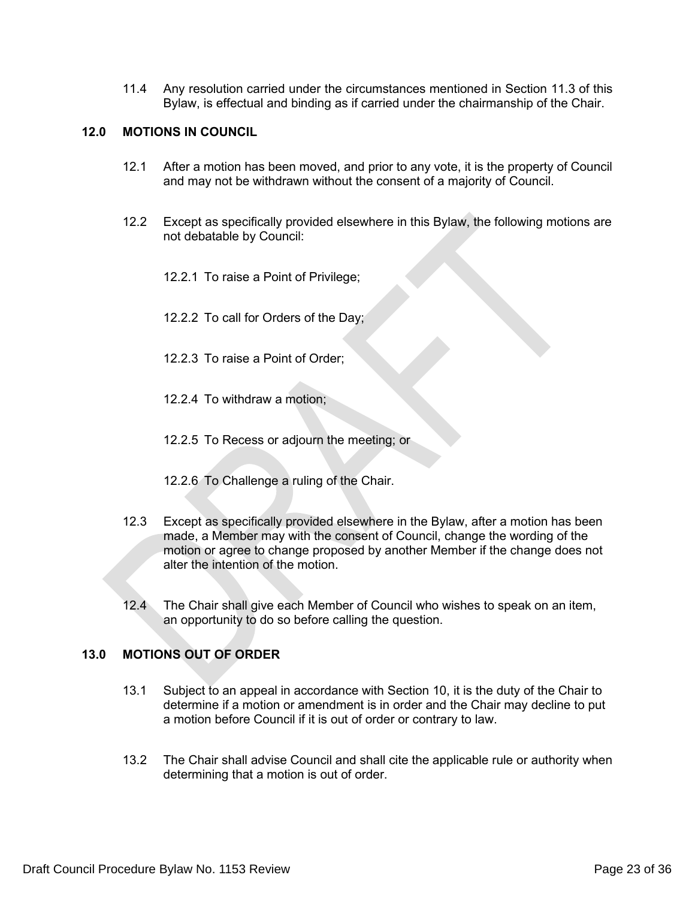11.4 Any resolution carried under the circumstances mentioned in Section 11.3 of this Bylaw, is effectual and binding as if carried under the chairmanship of the Chair.

## 12.0 MOTIONS IN COUNCIL

12.1 After a motion has been moved, and prior to any vote, it is the property of Council and may not be withdrawn without the consent of a majority of Council.

12.2 Except as specifically provided elsewhere in this Bylaw, the following motions are not debatable by Council:

12.2.1 To raise a Point of Privilege;

12.2.2 To call for Orders of the Day;

12.2.3 To raise a Point of Order;

12.2.4 To withdraw a motion;

12.2.5 To Recess or adjourn the meeting; or

12.2.6 To Challenge a ruling of the Chair.

12.3 Except as specifically provided elsewhere in the Bylaw, after a motion has been made, a Member may with the consent of Council, change the wording of the motion or agree to change proposed by another Member if the change does not alter the intention of the motion.

12.4 The Chair shall give each Member of Council who wishes to speak on an item, an opportunity to do so before calling the question.

## 13.0 MOTIONS OUT OF ORDER

13.1 Subject to an appeal in accordance with Section 10, it is the duty of the Chair to determine if a motion or amendment is in order and the Chair may decline to put a motion before Council if it is out of order or contrary to law.

13.2 The Chair shall advise Council and shall cite the applicable rule or authority when determining that a motion is out of order.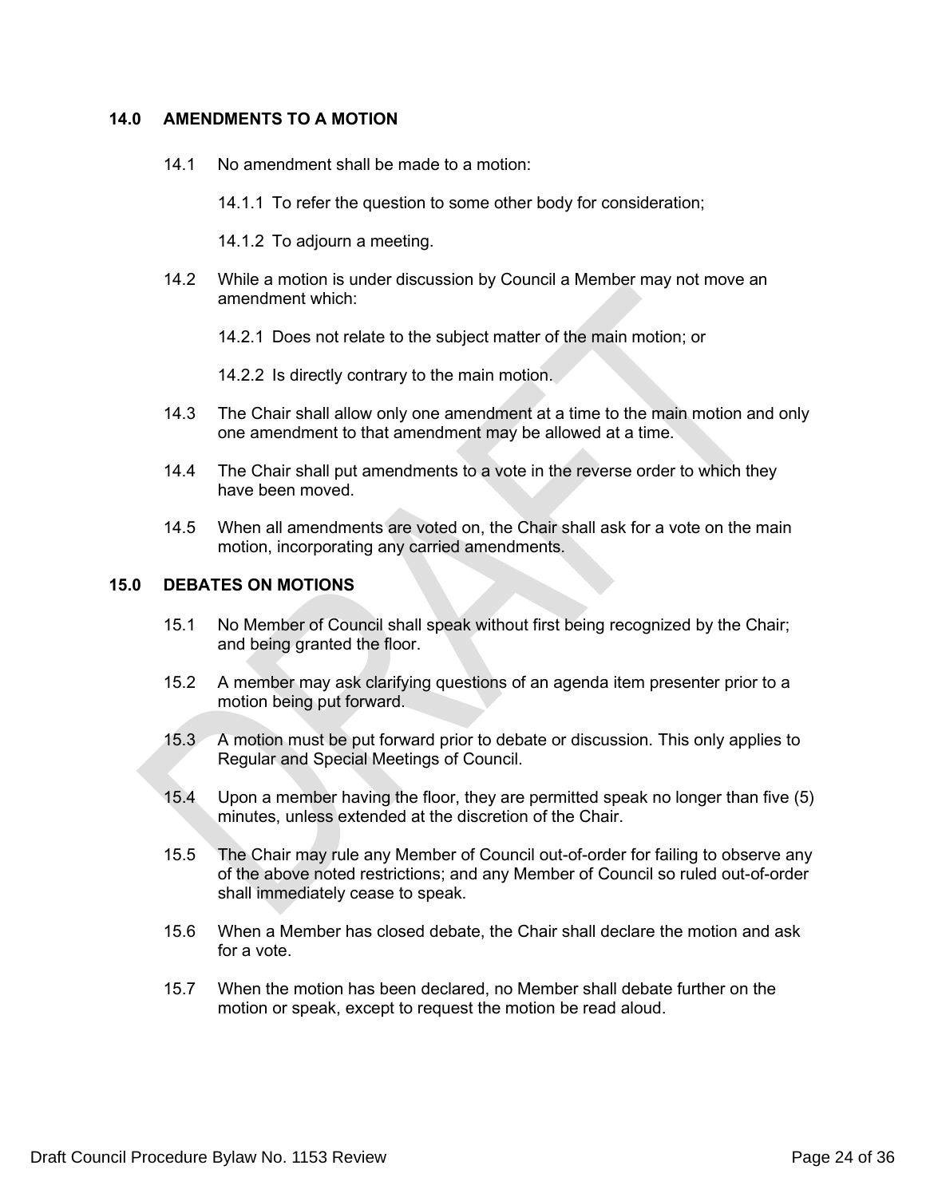## 14.0 AMENDMENTS TO A MOTION

14.1 No amendment shall be made to a motion:

14.1.1 To refer the question to some other body for consideration;

14.1.2 To adjourn a meeting.

14.2 While a motion is under discussion by Council a Member may not move an amendment which:

14.2.1 Does not relate to the subject matter of the main motion; or

14.2.2 Is directly contrary to the main motion.

14.3 The Chair shall allow only one amendment at a time to the main motion and only one amendment to that amendment may be allowed at a time.

14.4 The Chair shall put amendments to a vote in the reverse order to which they have been moved.

14.5 When all amendments are voted on, the Chair shall ask for a vote on the main motion, incorporating any carried amendments.

## 15.0 DEBATES ON MOTIONS

15.1 No Member of Council shall speak without first being recognized by the Chair; and being granted the floor.

15.2 A member may ask clarifying questions of an agenda item presenter prior to a motion being put forward.

15.3 A motion must be put forward prior to debate or discussion. This only applies to Regular and Special Meetings of Council.

15.4 Upon a member having the floor, they are permitted speak no longer than five (5) minutes, unless extended at the discretion of the Chair.

15.5 The Chair may rule any Member of Council out-of-order for failing to observe any of the above noted restrictions; and any Member of Council so ruled out-of-order shall immediately cease to speak.

15.6 When a Member has closed debate, the Chair shall declare the motion and ask for a vote.

15.7 When the motion has been declared, no Member shall debate further on the motion or speak, except to request the motion be read aloud.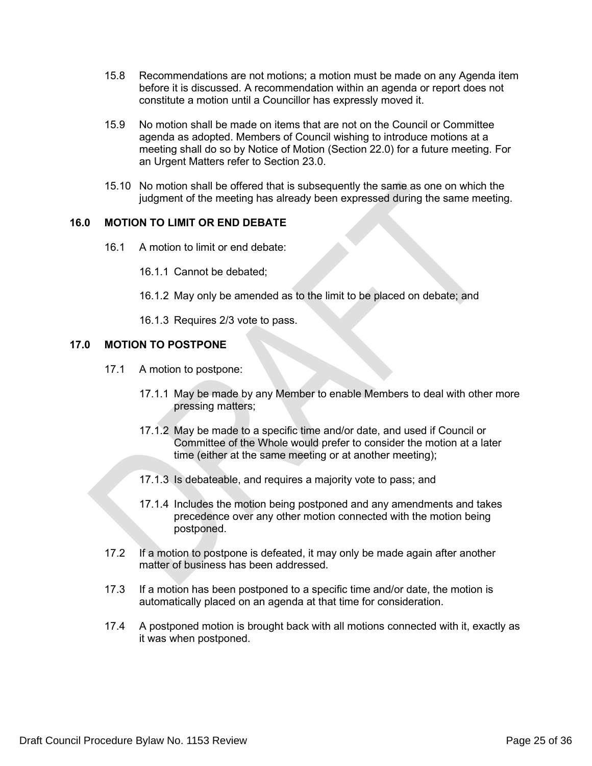15.8 Recommendations are not motions; a motion must be made on any Agenda item before it is discussed. A recommendation within an agenda or report does not constitute a motion until a Councillor has expressly moved it.

15.9 No motion shall be made on items that are not on the Council or Committee agenda as adopted. Members of Council wishing to introduce motions at a meeting shall do so by Notice of Motion (Section 22.0) for a future meeting. For an Urgent Matters refer to Section 23.0.

15.10 No motion shall be offered that is subsequently the same as one on which the judgment of the meeting has already been expressed during the same meeting.

## 16.0 MOTION TO LIMIT OR END DEBATE

16.1 A motion to limit or end debate:

16.1.1 Cannot be debated;

16.1.2 May only be amended as to the limit to be placed on debate; and

16.1.3 Requires 2/3 vote to pass.

## 17.0 MOTION TO POSTPONE

17.1 A motion to postpone:

17.1.1 May be made by any Member to enable Members to deal with other more pressing matters;

17.1.2 May be made to a specific time and/or date, and used if Council or Committee of the Whole would prefer to consider the motion at a later time (either at the same meeting or at another meeting);

17.1.3 Is debateable, and requires a majority vote to pass; and

17.1.4 Includes the motion being postponed and any amendments and takes precedence over any other motion connected with the motion being postponed.

17.2 If a motion to postpone is defeated, it may only be made again after another matter of business has been addressed.

17.3 If a motion has been postponed to a specific time and/or date, the motion is automatically placed on an agenda at that time for consideration.

17.4 A postponed motion is brought back with all motions connected with it, exactly as it was when postponed.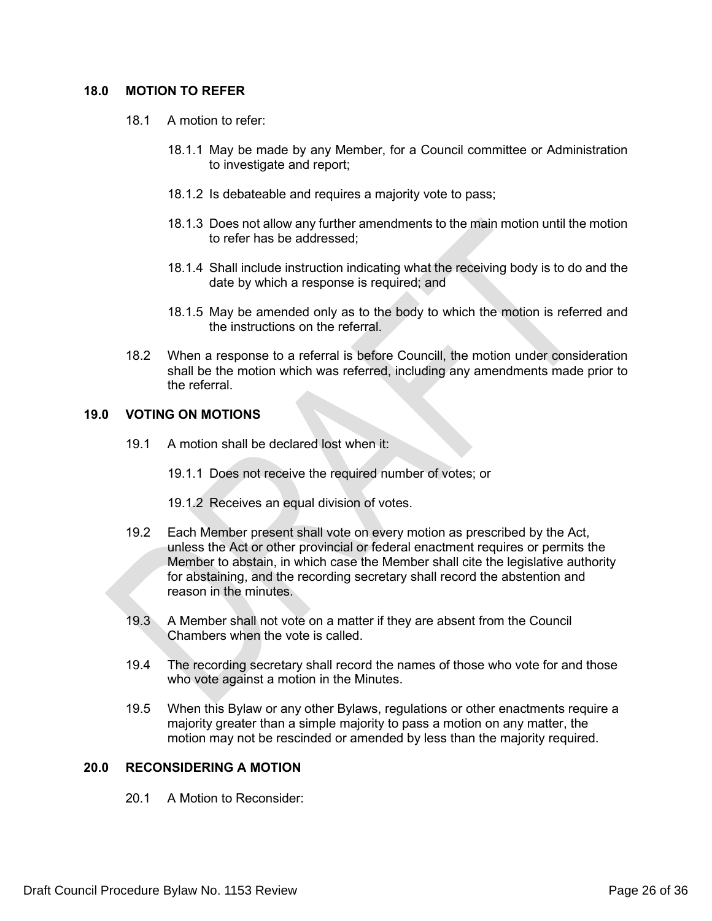## 18.0 MOTION TO REFER

18.1 A motion to refer:

18.1.1 May be made by any Member, for a Council committee or Administration to investigate and report;

18.1.2 Is debateable and requires a majority vote to pass;

18.1.3 Does not allow any further amendments to the main motion until the motion to refer has be addressed;

18.1.4 Shall include instruction indicating what the receiving body is to do and the date by which a response is required; and

18.1.5 May be amended only as to the body to which the motion is referred and the instructions on the referral.

18.2 When a response to a referral is before Councill, the motion under consideration shall be the motion which was referred, including any amendments made prior to the referral.

## 19.0 VOTING ON MOTIONS

19.1 A motion shall be declared lost when it:

19.1.1 Does not receive the required number of votes; or

19.1.2 Receives an equal division of votes.

19.2 Each Member present shall vote on every motion as prescribed by the Act, unless the Act or other provincial or federal enactment requires or permits the Member to abstain, in which case the Member shall cite the legislative authority for abstaining, and the recording secretary shall record the abstention and reason in the minutes.

19.3 A Member shall not vote on a matter if they are absent from the Council Chambers when the vote is called.

19.4 The recording secretary shall record the names of those who vote for and those who vote against a motion in the Minutes.

19.5 When this Bylaw or any other Bylaws, regulations or other enactments require a majority greater than a simple majority to pass a motion on any matter, the motion may not be rescinded or amended by less than the majority required.

## 20.0 RECONSIDERING A MOTION

20.1 A Motion to Reconsider: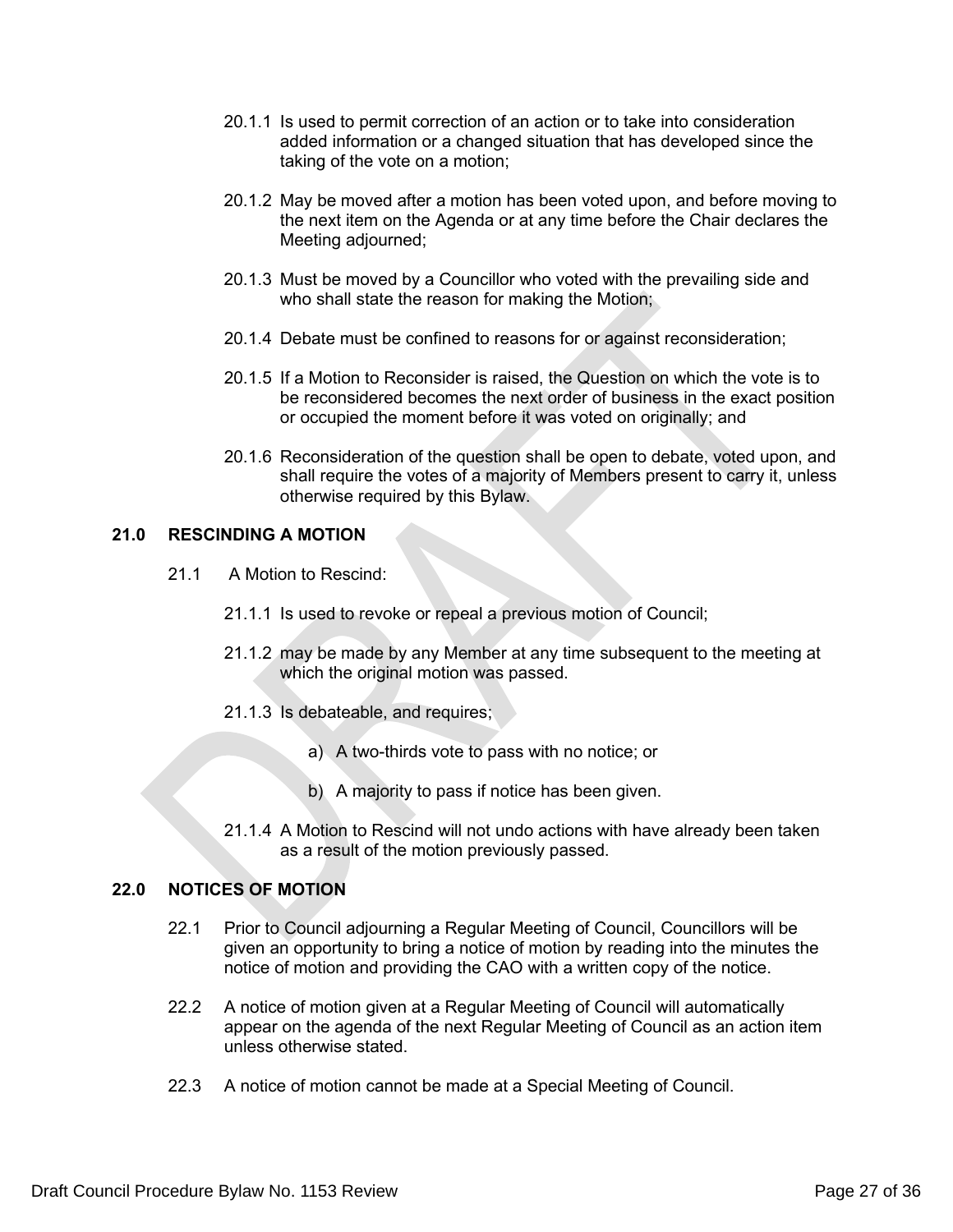20.1.1 Is used to permit correction of an action or to take into consideration added information or a changed situation that has developed since the taking of the vote on a motion;

20.1.2 May be moved after a motion has been voted upon, and before moving to the next item on the Agenda or at any time before the Chair declares the Meeting adjourned;

20.1.3 Must be moved by a Councillor who voted with the prevailing side and who shall state the reason for making the Motion;

20.1.4 Debate must be confined to reasons for or against reconsideration;

20.1.5 If a Motion to Reconsider is raised, the Question on which the vote is to be reconsidered becomes the next order of business in the exact position or occupied the moment before it was voted on originally; and

20.1.6 Reconsideration of the question shall be open to debate, voted upon, and shall require the votes of a majority of Members present to carry it, unless otherwise required by this Bylaw.

## 21.0 RESCINDING A MOTION

21.1 A Motion to Rescind:

21.1.1 Is used to revoke or repeal a previous motion of Council;

21.1.2 may be made by any Member at any time subsequent to the meeting at which the original motion was passed.

21.1.3 Is debateable, and requires;

a) A two-thirds vote to pass with no notice; or

b) A majority to pass if notice has been given.

21.1.4 A Motion to Rescind will not undo actions with have already been taken as a result of the motion previously passed.

## 22.0 NOTICES OF MOTION

22.1 Prior to Council adjourning a Regular Meeting of Council, Councillors will be given an opportunity to bring a notice of motion by reading into the minutes the notice of motion and providing the CAO with a written copy of the notice.

22.2 A notice of motion given at a Regular Meeting of Council will automatically appear on the agenda of the next Regular Meeting of Council as an action item unless otherwise stated.

22.3 A notice of motion cannot be made at a Special Meeting of Council.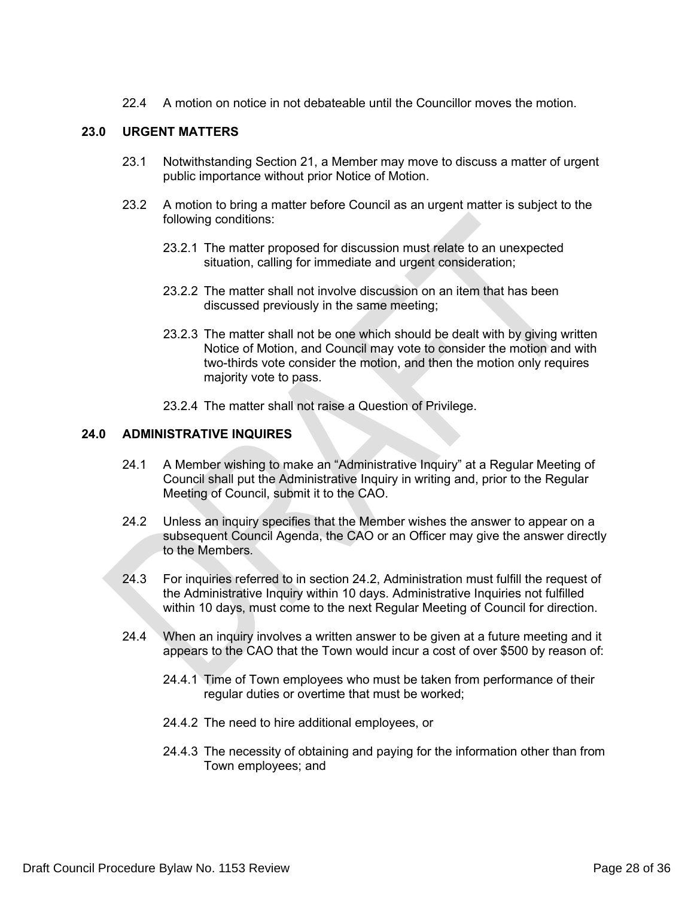22.4 A motion on notice in not debateable until the Councillor moves the motion.

## 23.0 URGENT MATTERS

23.1 Notwithstanding Section 21, a Member may move to discuss a matter of urgent public importance without prior Notice of Motion.

23.2 A motion to bring a matter before Council as an urgent matter is subject to the following conditions:

23.2.1 The matter proposed for discussion must relate to an unexpected situation, calling for immediate and urgent consideration;

23.2.2 The matter shall not involve discussion on an item that has been discussed previously in the same meeting;

23.2.3 The matter shall not be one which should be dealt with by giving written Notice of Motion, and Council may vote to consider the motion and with two-thirds vote consider the motion, and then the motion only requires majority vote to pass.

23.2.4 The matter shall not raise a Question of Privilege.

## 24.0 ADMINISTRATIVE INQUIRES

24.1 A Member wishing to make an "Administrative Inquiry" at a Regular Meeting of Council shall put the Administrative Inquiry in writing and, prior to the Regular Meeting of Council, submit it to the CAO.

24.2 Unless an inquiry specifies that the Member wishes the answer to appear on a subsequent Council Agenda, the CAO or an Officer may give the answer directly to the Members.

24.3 For inquiries referred to in section 24.2, Administration must fulfill the request of the Administrative Inquiry within 10 days. Administrative Inquiries not fulfilled within 10 days, must come to the next Regular Meeting of Council for direction.

24.4 When an inquiry involves a written answer to be given at a future meeting and it appears to the CAO that the Town would incur a cost of over $500 by reason of:

24.4.1 Time of Town employees who must be taken from performance of their regular duties or overtime that must be worked;

24.4.2 The need to hire additional employees, or

24.4.3 The necessity of obtaining and paying for the information other than from Town employees; and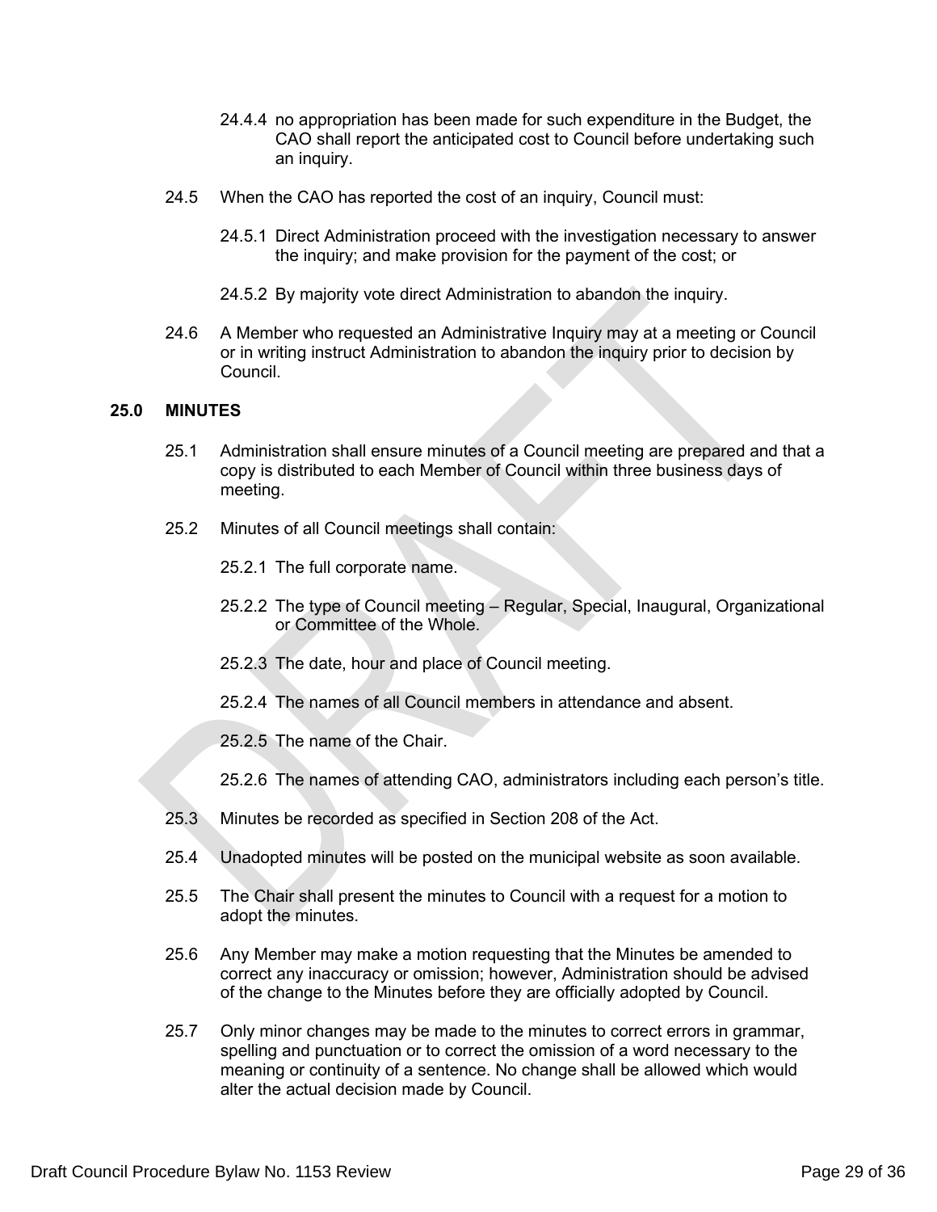24.4.4 no appropriation has been made for such expenditure in the Budget, the CAO shall report the anticipated cost to Council before undertaking such an inquiry.

24.5 When the CAO has reported the cost of an inquiry, Council must:

24.5.1 Direct Administration proceed with the investigation necessary to answer the inquiry; and make provision for the payment of the cost; or

24.5.2 By majority vote direct Administration to abandon the inquiry.

24.6 A Member who requested an Administrative Inquiry may at a meeting or Council or in writing instruct Administration to abandon the inquiry prior to decision by Council.

## 25.0 MINUTES

25.1 Administration shall ensure minutes of a Council meeting are prepared and that a copy is distributed to each Member of Council within three business days of meeting.

25.2 Minutes of all Council meetings shall contain:

25.2.1 The full corporate name.

25.2.2 The type of Council meeting – Regular, Special, Inaugural, Organizational or Committee of the Whole.

25.2.3 The date, hour and place of Council meeting.

25.2.4 The names of all Council members in attendance and absent.

25.2.5 The name of the Chair.

25.2.6 The names of attending CAO, administrators including each person's title.

25.3 Minutes be recorded as specified in Section 208 of the Act.

25.4 Unadopted minutes will be posted on the municipal website as soon available.

25.5 The Chair shall present the minutes to Council with a request for a motion to adopt the minutes.

25.6 Any Member may make a motion requesting that the Minutes be amended to correct any inaccuracy or omission; however, Administration should be advised of the change to the Minutes before they are officially adopted by Council.

25.7 Only minor changes may be made to the minutes to correct errors in grammar, spelling and punctuation or to correct the omission of a word necessary to the meaning or continuity of a sentence. No change shall be allowed which would alter the actual decision made by Council.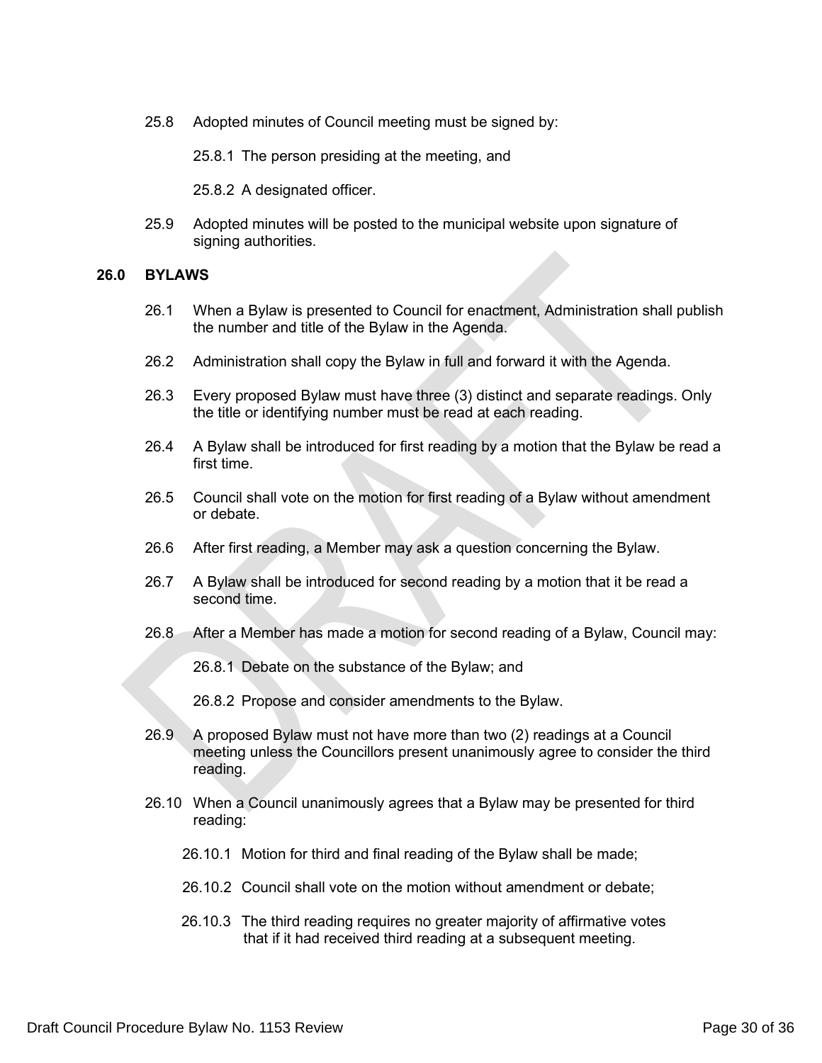25.8 Adopted minutes of Council meeting must be signed by:

25.8.1 The person presiding at the meeting, and

25.8.2 A designated officer.

25.9 Adopted minutes will be posted to the municipal website upon signature of signing authorities.

## 26.0 BYLAWS

26.1 When a Bylaw is presented to Council for enactment, Administration shall publish the number and title of the Bylaw in the Agenda.

26.2 Administration shall copy the Bylaw in full and forward it with the Agenda.

26.3 Every proposed Bylaw must have three (3) distinct and separate readings. Only the title or identifying number must be read at each reading.

26.4 A Bylaw shall be introduced for first reading by a motion that the Bylaw be read a first time.

26.5 Council shall vote on the motion for first reading of a Bylaw without amendment or debate.

26.6 After first reading, a Member may ask a question concerning the Bylaw.

26.7 A Bylaw shall be introduced for second reading by a motion that it be read a second time.

26.8 After a Member has made a motion for second reading of a Bylaw, Council may:

26.8.1 Debate on the substance of the Bylaw; and

26.8.2 Propose and consider amendments to the Bylaw.

26.9 A proposed Bylaw must not have more than two (2) readings at a Council meeting unless the Councillors present unanimously agree to consider the third reading.

26.10 When a Council unanimously agrees that a Bylaw may be presented for third reading:

26.10.1 Motion for third and final reading of the Bylaw shall be made;

26.10.2 Council shall vote on the motion without amendment or debate;

26.10.3 The third reading requires no greater majority of affirmative votes that if it had received third reading at a subsequent meeting.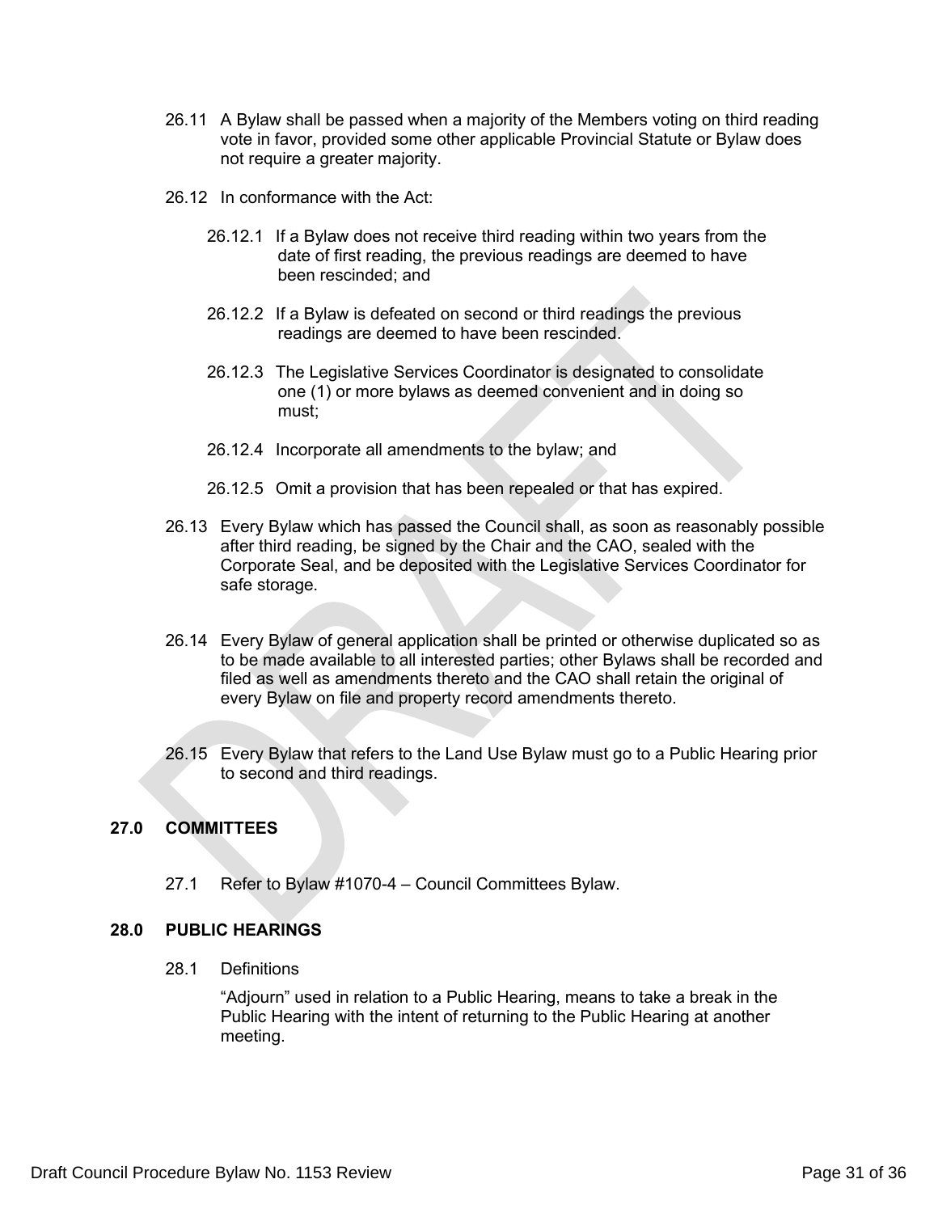26.11 A Bylaw shall be passed when a majority of the Members voting on third reading vote in favor, provided some other applicable Provincial Statute or Bylaw does not require a greater majority.

26.12 In conformance with the Act:

26.12.1 If a Bylaw does not receive third reading within two years from the date of first reading, the previous readings are deemed to have been rescinded; and

26.12.2 If a Bylaw is defeated on second or third readings the previous readings are deemed to have been rescinded.

26.12.3 The Legislative Services Coordinator is designated to consolidate one (1) or more bylaws as deemed convenient and in doing so must;

26.12.4 Incorporate all amendments to the bylaw; and

26.12.5 Omit a provision that has been repealed or that has expired.

26.13 Every Bylaw which has passed the Council shall, as soon as reasonably possible after third reading, be signed by the Chair and the CAO, sealed with the Corporate Seal, and be deposited with the Legislative Services Coordinator for safe storage.

26.14 Every Bylaw of general application shall be printed or otherwise duplicated so as to be made available to all interested parties; other Bylaws shall be recorded and filed as well as amendments thereto and the CAO shall retain the original of every Bylaw on file and property record amendments thereto.

26.15 Every Bylaw that refers to the Land Use Bylaw must go to a Public Hearing prior to second and third readings.

## 27.0 COMMITTEES

27.1 Refer to Bylaw #1070-4 – Council Committees Bylaw.

## 28.0 PUBLIC HEARINGS

28.1 Definitions

"Adjourn" used in relation to a Public Hearing, means to take a break in the Public Hearing with the intent of returning to the Public Hearing at another meeting.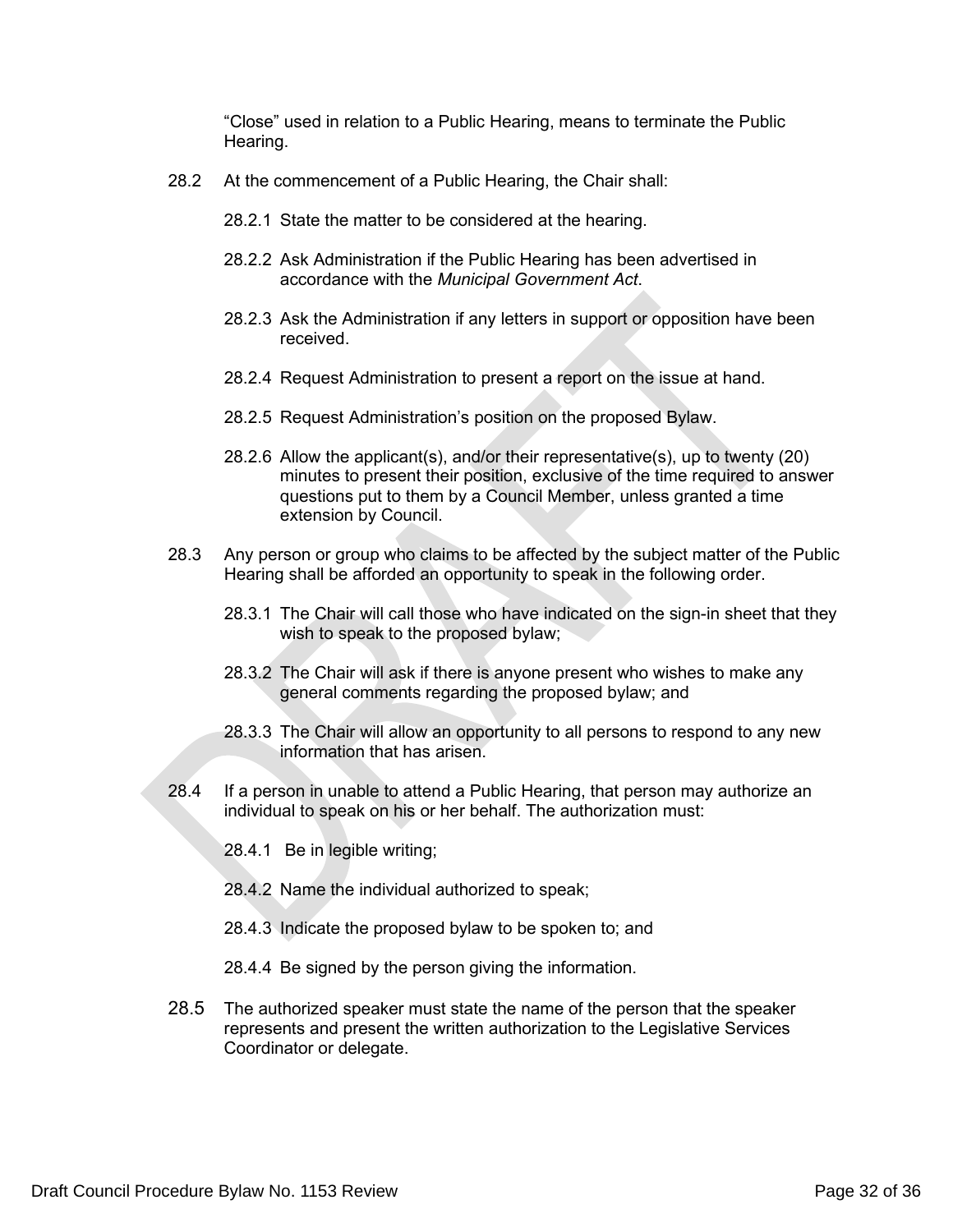"Close" used in relation to a Public Hearing, means to terminate the Public Hearing.

28.2 At the commencement of a Public Hearing, the Chair shall:

28.2.1 State the matter to be considered at the hearing.

28.2.2 Ask Administration if the Public Hearing has been advertised in accordance with the *Municipal Government Act*.

28.2.3 Ask the Administration if any letters in support or opposition have been received.

28.2.4 Request Administration to present a report on the issue at hand.

28.2.5 Request Administration's position on the proposed Bylaw.

28.2.6 Allow the applicant(s), and/or their representative(s), up to twenty (20) minutes to present their position, exclusive of the time required to answer questions put to them by a Council Member, unless granted a time extension by Council.

28.3 Any person or group who claims to be affected by the subject matter of the Public Hearing shall be afforded an opportunity to speak in the following order.

28.3.1 The Chair will call those who have indicated on the sign-in sheet that they wish to speak to the proposed bylaw;

28.3.2 The Chair will ask if there is anyone present who wishes to make any general comments regarding the proposed bylaw; and

28.3.3 The Chair will allow an opportunity to all persons to respond to any new information that has arisen.

28.4 If a person in unable to attend a Public Hearing, that person may authorize an individual to speak on his or her behalf. The authorization must:

28.4.1 Be in legible writing;

28.4.2 Name the individual authorized to speak;

28.4.3 Indicate the proposed bylaw to be spoken to; and

28.4.4 Be signed by the person giving the information.

28.5 The authorized speaker must state the name of the person that the speaker represents and present the written authorization to the Legislative Services Coordinator or delegate.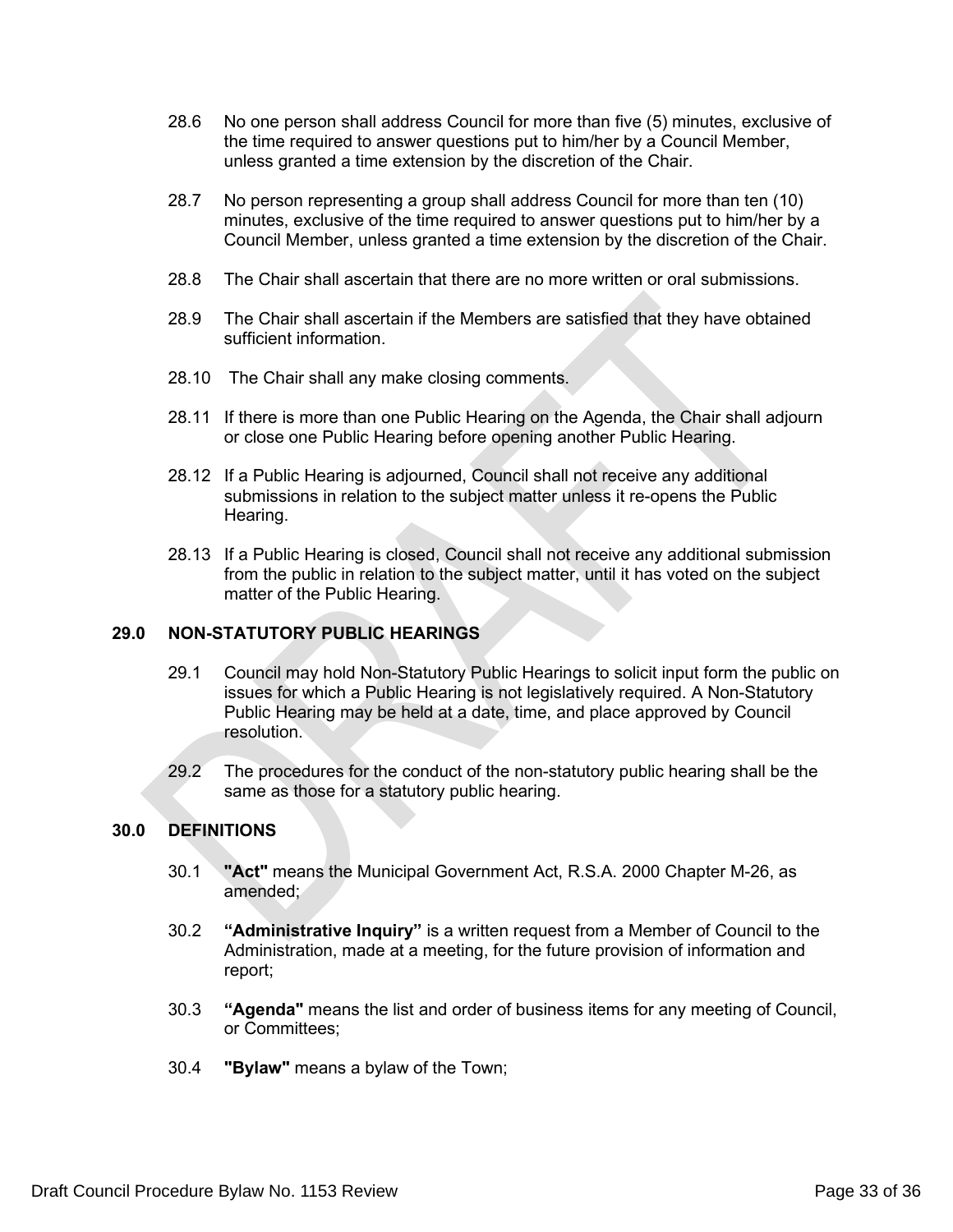28.6 No one person shall address Council for more than five (5) minutes, exclusive of the time required to answer questions put to him/her by a Council Member, unless granted a time extension by the discretion of the Chair.

28.7 No person representing a group shall address Council for more than ten (10) minutes, exclusive of the time required to answer questions put to him/her by a Council Member, unless granted a time extension by the discretion of the Chair.

28.8 The Chair shall ascertain that there are no more written or oral submissions.

28.9 The Chair shall ascertain if the Members are satisfied that they have obtained sufficient information.

28.10 The Chair shall any make closing comments.

28.11 If there is more than one Public Hearing on the Agenda, the Chair shall adjourn or close one Public Hearing before opening another Public Hearing.

28.12 If a Public Hearing is adjourned, Council shall not receive any additional submissions in relation to the subject matter unless it re-opens the Public Hearing.

28.13 If a Public Hearing is closed, Council shall not receive any additional submission from the public in relation to the subject matter, until it has voted on the subject matter of the Public Hearing.

## 29.0 NON-STATUTORY PUBLIC HEARINGS

29.1 Council may hold Non-Statutory Public Hearings to solicit input form the public on issues for which a Public Hearing is not legislatively required. A Non-Statutory Public Hearing may be held at a date, time, and place approved by Council resolution.

29.2 The procedures for the conduct of the non-statutory public hearing shall be the same as those for a statutory public hearing.

## 30.0 DEFINITIONS

30.1 **"Act"** means the Municipal Government Act, R.S.A. 2000 Chapter M-26, as amended;

30.2 **"Administrative Inquiry"** is a written request from a Member of Council to the Administration, made at a meeting, for the future provision of information and report;

30.3 **"Agenda"** means the list and order of business items for any meeting of Council, or Committees;

30.4 **"Bylaw"** means a bylaw of the Town;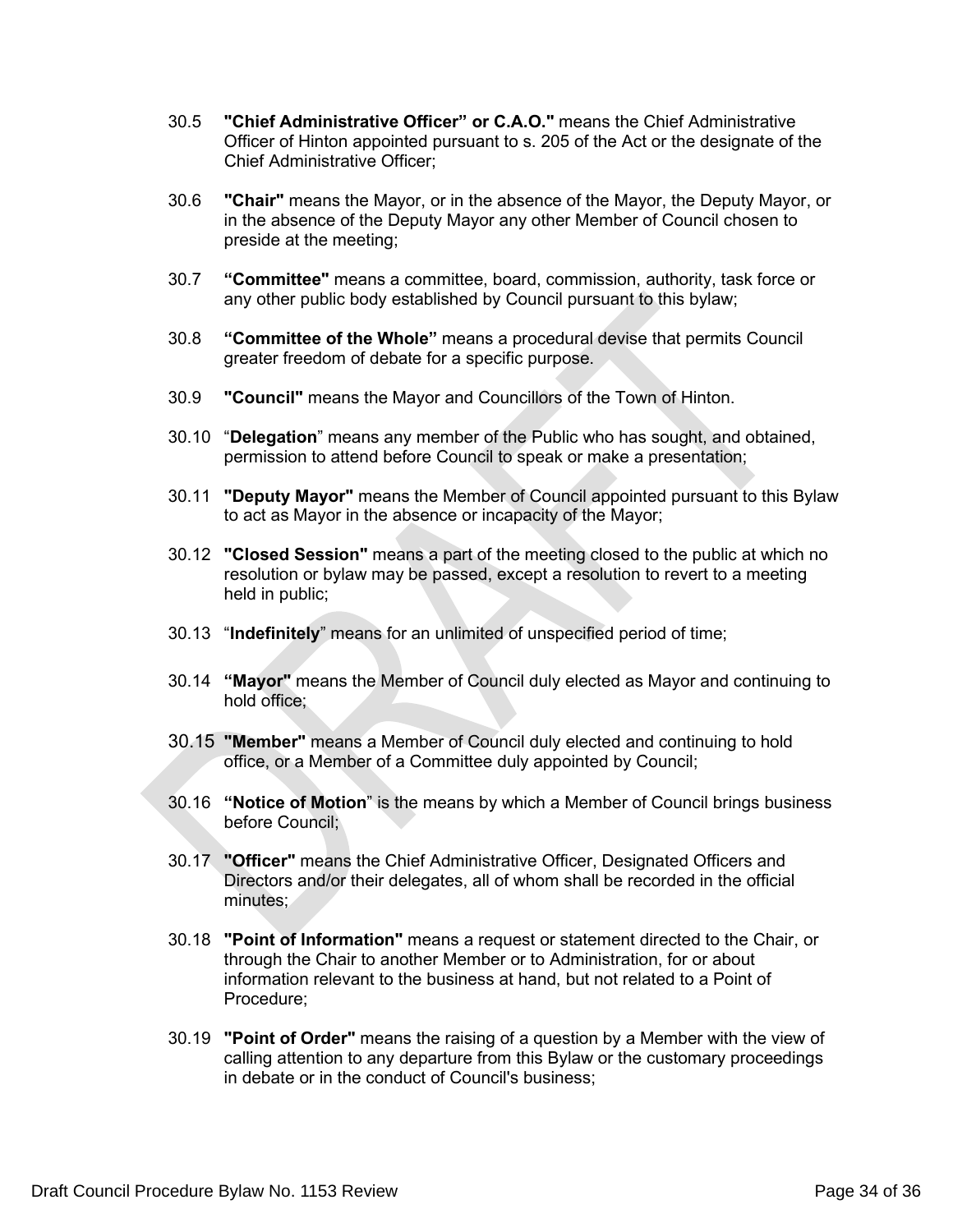30.5 **"Chief Administrative Officer" or C.A.O."** means the Chief Administrative Officer of Hinton appointed pursuant to s. 205 of the Act or the designate of the Chief Administrative Officer;

30.6 **"Chair"** means the Mayor, or in the absence of the Mayor, the Deputy Mayor, or in the absence of the Deputy Mayor any other Member of Council chosen to preside at the meeting;

30.7 **"Committee"** means a committee, board, commission, authority, task force or any other public body established by Council pursuant to this bylaw;

30.8 **"Committee of the Whole"** means a procedural devise that permits Council greater freedom of debate for a specific purpose.

30.9 **"Council"** means the Mayor and Councillors of the Town of Hinton.

30.10 "**Delegation**" means any member of the Public who has sought, and obtained, permission to attend before Council to speak or make a presentation;

30.11 **"Deputy Mayor"** means the Member of Council appointed pursuant to this Bylaw to act as Mayor in the absence or incapacity of the Mayor;

30.12 **"Closed Session"** means a part of the meeting closed to the public at which no resolution or bylaw may be passed, except a resolution to revert to a meeting held in public;

30.13 "**Indefinitely**" means for an unlimited of unspecified period of time;

30.14 **"Mayor"** means the Member of Council duly elected as Mayor and continuing to hold office;

30.15 **"Member"** means a Member of Council duly elected and continuing to hold office, or a Member of a Committee duly appointed by Council;

30.16 **"Notice of Motion**" is the means by which a Member of Council brings business before Council;

30.17 **"Officer"** means the Chief Administrative Officer, Designated Officers and Directors and/or their delegates, all of whom shall be recorded in the official minutes;

30.18 **"Point of Information"** means a request or statement directed to the Chair, or through the Chair to another Member or to Administration, for or about information relevant to the business at hand, but not related to a Point of Procedure;

30.19 **"Point of Order"** means the raising of a question by a Member with the view of calling attention to any departure from this Bylaw or the customary proceedings in debate or in the conduct of Council's business;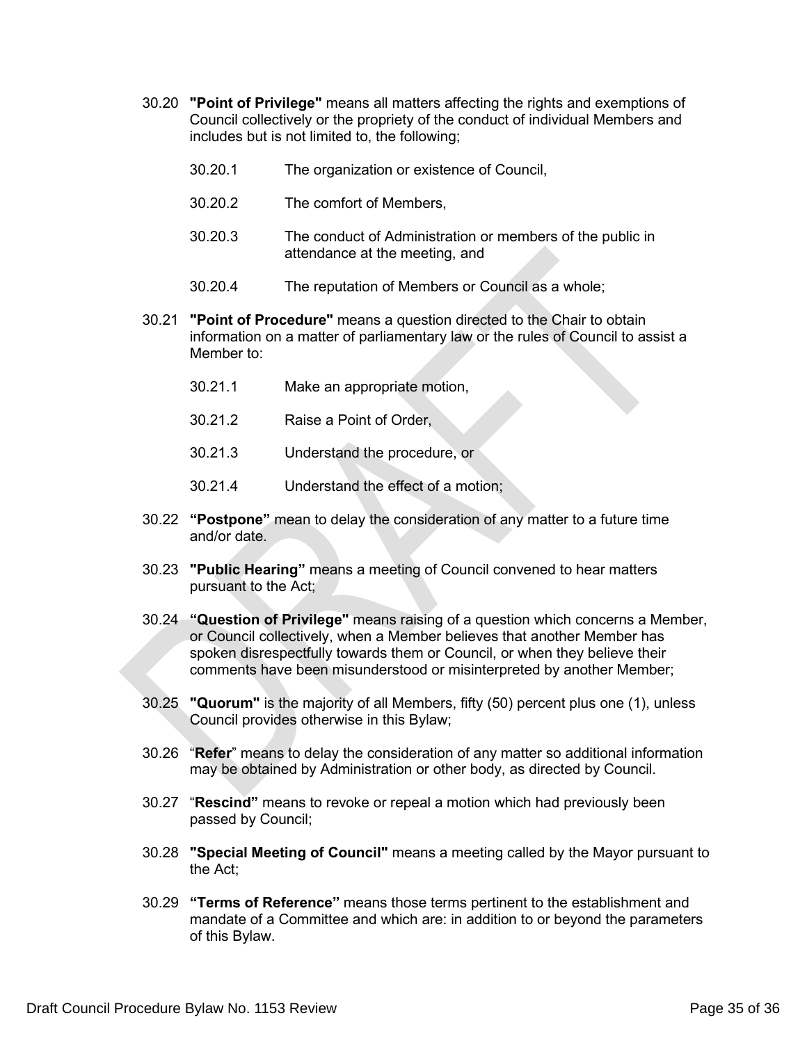30.20 **"Point of Privilege"** means all matters affecting the rights and exemptions of Council collectively or the propriety of the conduct of individual Members and includes but is not limited to, the following;

- 30.20.1 The organization or existence of Council,
- 30.20.2 The comfort of Members,
- 30.20.3 The conduct of Administration or members of the public in attendance at the meeting, and
- 30.20.4 The reputation of Members or Council as a whole;

30.21 **"Point of Procedure"** means a question directed to the Chair to obtain information on a matter of parliamentary law or the rules of Council to assist a Member to:

- 30.21.1 Make an appropriate motion,
- 30.21.2 Raise a Point of Order,
- 30.21.3 Understand the procedure, or
- 30.21.4 Understand the effect of a motion;

30.22 **"Postpone"** mean to delay the consideration of any matter to a future time and/or date.

30.23 **"Public Hearing"** means a meeting of Council convened to hear matters pursuant to the Act;

30.24 **"Question of Privilege"** means raising of a question which concerns a Member, or Council collectively, when a Member believes that another Member has spoken disrespectfully towards them or Council, or when they believe their comments have been misunderstood or misinterpreted by another Member;

30.25 **"Quorum"** is the majority of all Members, fifty (50) percent plus one (1), unless Council provides otherwise in this Bylaw;

30.26 "**Refer**" means to delay the consideration of any matter so additional information may be obtained by Administration or other body, as directed by Council.

30.27 "**Rescind"** means to revoke or repeal a motion which had previously been passed by Council;

30.28 **"Special Meeting of Council"** means a meeting called by the Mayor pursuant to the Act;

30.29 **"Terms of Reference"** means those terms pertinent to the establishment and mandate of a Committee and which are: in addition to or beyond the parameters of this Bylaw.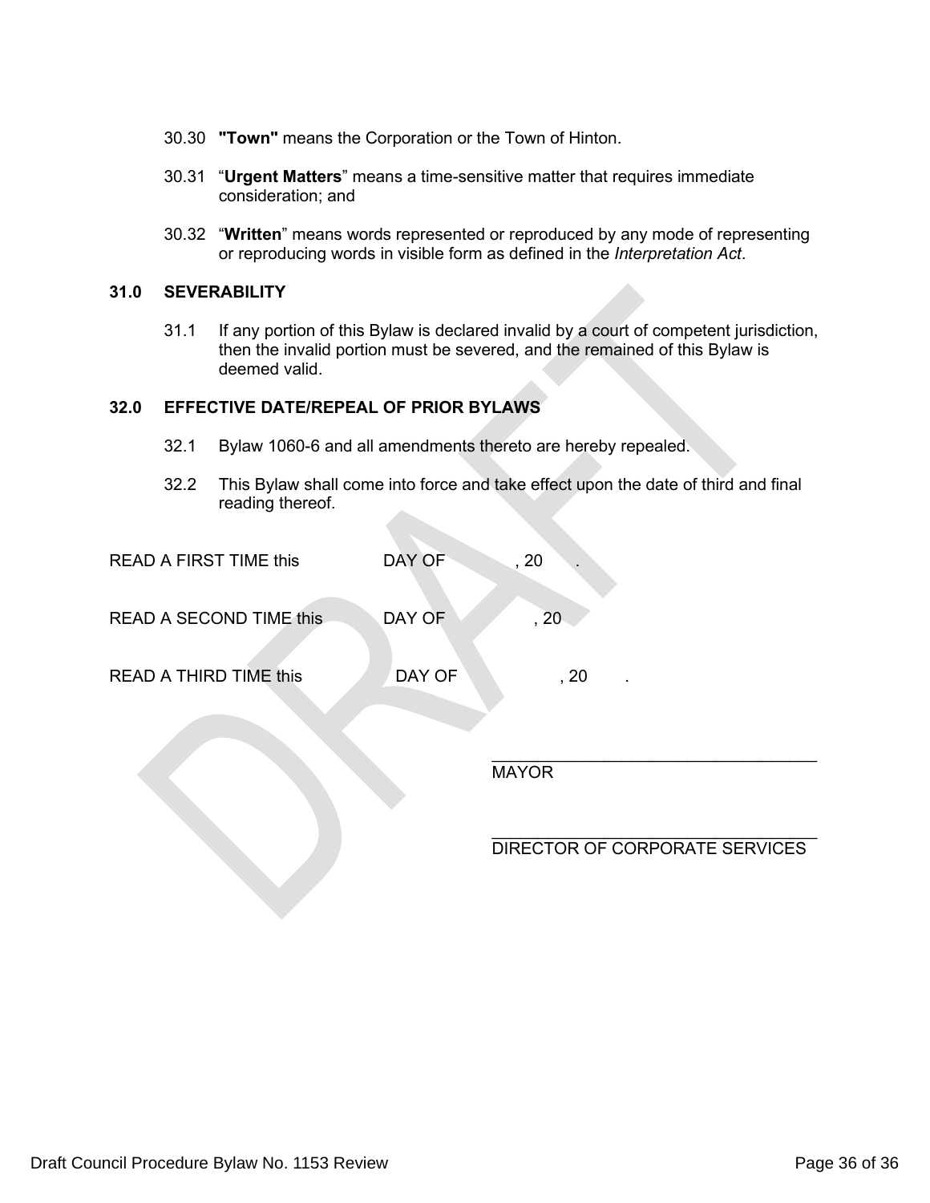30.30 **"Town"** means the Corporation or the Town of Hinton.

30.31 "**Urgent Matters**" means a time-sensitive matter that requires immediate consideration; and

30.32 "**Written**" means words represented or reproduced by any mode of representing or reproducing words in visible form as defined in the *Interpretation Act*.

**31.0 SEVERABILITY**

31.1 If any portion of this Bylaw is declared invalid by a court of competent jurisdiction, then the invalid portion must be severed, and the remained of this Bylaw is deemed valid.

**32.0 EFFECTIVE DATE/REPEAL OF PRIOR BYLAWS**

32.1 Bylaw 1060-6 and all amendments thereto are hereby repealed.

32.2 This Bylaw shall come into force and take effect upon the date of third and final reading thereof.

READ A FIRST TIME this DAY OF , 20 .

READ A SECOND TIME this DAY OF , 20

READ A THIRD TIME this DAY OF , 20 .

___________________________________
MAYOR

___________________________________
DIRECTOR OF CORPORATE SERVICES